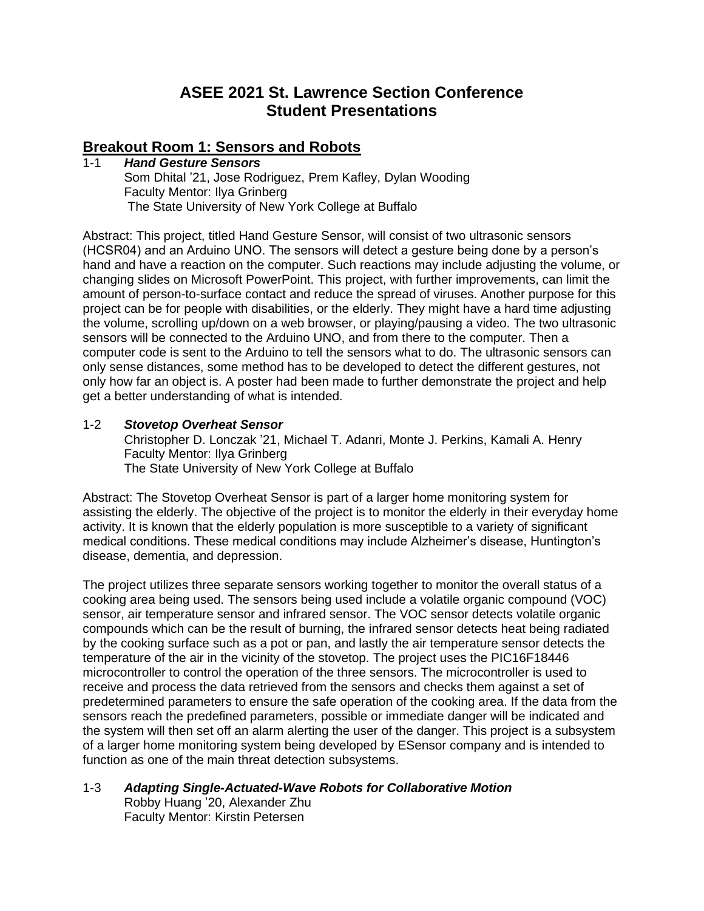# ASEE 2021 St. Lawrence Section Conference
# Student Presentations

## Breakout Room 1: Sensors and Robots

1-1 ***Hand Gesture Sensors***
Som Dhital '21, Jose Rodriguez, Prem Kafley, Dylan Wooding
Faculty Mentor: Ilya Grinberg
The State University of New York College at Buffalo

Abstract: This project, titled Hand Gesture Sensor, will consist of two ultrasonic sensors (HCSR04) and an Arduino UNO. The sensors will detect a gesture being done by a person's hand and have a reaction on the computer. Such reactions may include adjusting the volume, or changing slides on Microsoft PowerPoint. This project, with further improvements, can limit the amount of person-to-surface contact and reduce the spread of viruses. Another purpose for this project can be for people with disabilities, or the elderly. They might have a hard time adjusting the volume, scrolling up/down on a web browser, or playing/pausing a video. The two ultrasonic sensors will be connected to the Arduino UNO, and from there to the computer. Then a computer code is sent to the Arduino to tell the sensors what to do. The ultrasonic sensors can only sense distances, some method has to be developed to detect the different gestures, not only how far an object is. A poster had been made to further demonstrate the project and help get a better understanding of what is intended.

1-2 ***Stovetop Overheat Sensor***
Christopher D. Lonczak '21, Michael T. Adanri, Monte J. Perkins, Kamali A. Henry
Faculty Mentor: Ilya Grinberg
The State University of New York College at Buffalo

Abstract: The Stovetop Overheat Sensor is part of a larger home monitoring system for assisting the elderly. The objective of the project is to monitor the elderly in their everyday home activity. It is known that the elderly population is more susceptible to a variety of significant medical conditions. These medical conditions may include Alzheimer's disease, Huntington's disease, dementia, and depression.

The project utilizes three separate sensors working together to monitor the overall status of a cooking area being used. The sensors being used include a volatile organic compound (VOC) sensor, air temperature sensor and infrared sensor. The VOC sensor detects volatile organic compounds which can be the result of burning, the infrared sensor detects heat being radiated by the cooking surface such as a pot or pan, and lastly the air temperature sensor detects the temperature of the air in the vicinity of the stovetop. The project uses the PIC16F18446 microcontroller to control the operation of the three sensors. The microcontroller is used to receive and process the data retrieved from the sensors and checks them against a set of predetermined parameters to ensure the safe operation of the cooking area. If the data from the sensors reach the predefined parameters, possible or immediate danger will be indicated and the system will then set off an alarm alerting the user of the danger. This project is a subsystem of a larger home monitoring system being developed by ESensor company and is intended to function as one of the main threat detection subsystems.

1-3 ***Adapting Single-Actuated-Wave Robots for Collaborative Motion***
Robby Huang '20, Alexander Zhu
Faculty Mentor: Kirstin Petersen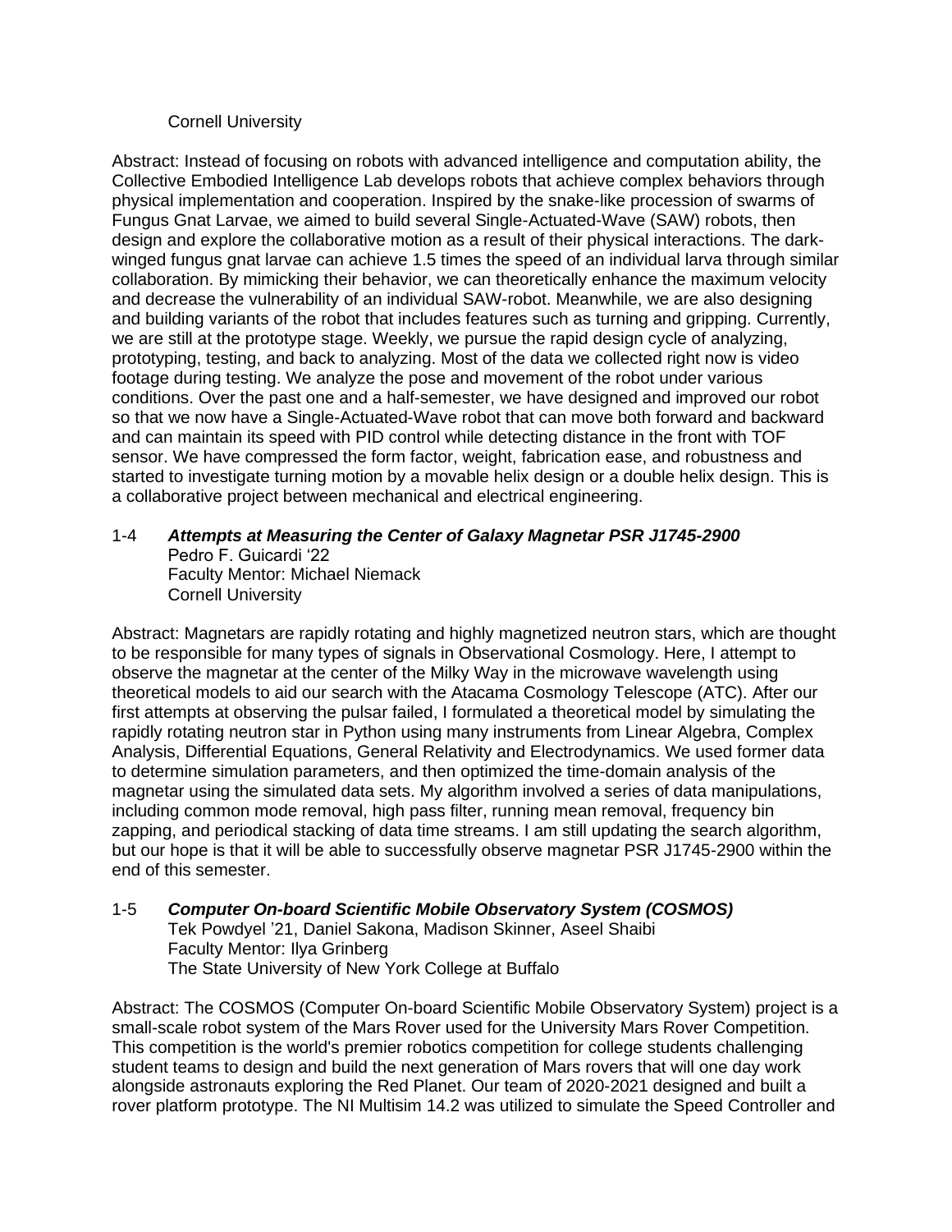Cornell University

Abstract: Instead of focusing on robots with advanced intelligence and computation ability, the Collective Embodied Intelligence Lab develops robots that achieve complex behaviors through physical implementation and cooperation. Inspired by the snake-like procession of swarms of Fungus Gnat Larvae, we aimed to build several Single-Actuated-Wave (SAW) robots, then design and explore the collaborative motion as a result of their physical interactions. The dark-winged fungus gnat larvae can achieve 1.5 times the speed of an individual larva through similar collaboration. By mimicking their behavior, we can theoretically enhance the maximum velocity and decrease the vulnerability of an individual SAW-robot. Meanwhile, we are also designing and building variants of the robot that includes features such as turning and gripping. Currently, we are still at the prototype stage. Weekly, we pursue the rapid design cycle of analyzing, prototyping, testing, and back to analyzing. Most of the data we collected right now is video footage during testing. We analyze the pose and movement of the robot under various conditions. Over the past one and a half-semester, we have designed and improved our robot so that we now have a Single-Actuated-Wave robot that can move both forward and backward and can maintain its speed with PID control while detecting distance in the front with TOF sensor. We have compressed the form factor, weight, fabrication ease, and robustness and started to investigate turning motion by a movable helix design or a double helix design. This is a collaborative project between mechanical and electrical engineering.

1-4 ***Attempts at Measuring the Center of Galaxy Magnetar PSR J1745-2900***
Pedro F. Guicardi '22
Faculty Mentor: Michael Niemack
Cornell University

Abstract: Magnetars are rapidly rotating and highly magnetized neutron stars, which are thought to be responsible for many types of signals in Observational Cosmology. Here, I attempt to observe the magnetar at the center of the Milky Way in the microwave wavelength using theoretical models to aid our search with the Atacama Cosmology Telescope (ATC). After our first attempts at observing the pulsar failed, I formulated a theoretical model by simulating the rapidly rotating neutron star in Python using many instruments from Linear Algebra, Complex Analysis, Differential Equations, General Relativity and Electrodynamics. We used former data to determine simulation parameters, and then optimized the time-domain analysis of the magnetar using the simulated data sets. My algorithm involved a series of data manipulations, including common mode removal, high pass filter, running mean removal, frequency bin zapping, and periodical stacking of data time streams. I am still updating the search algorithm, but our hope is that it will be able to successfully observe magnetar PSR J1745-2900 within the end of this semester.

1-5 ***Computer On-board Scientific Mobile Observatory System (COSMOS)***
Tek Powdyel '21, Daniel Sakona, Madison Skinner, Aseel Shaibi
Faculty Mentor: Ilya Grinberg
The State University of New York College at Buffalo

Abstract: The COSMOS (Computer On-board Scientific Mobile Observatory System) project is a small-scale robot system of the Mars Rover used for the University Mars Rover Competition. This competition is the world's premier robotics competition for college students challenging student teams to design and build the next generation of Mars rovers that will one day work alongside astronauts exploring the Red Planet. Our team of 2020-2021 designed and built a rover platform prototype. The NI Multisim 14.2 was utilized to simulate the Speed Controller and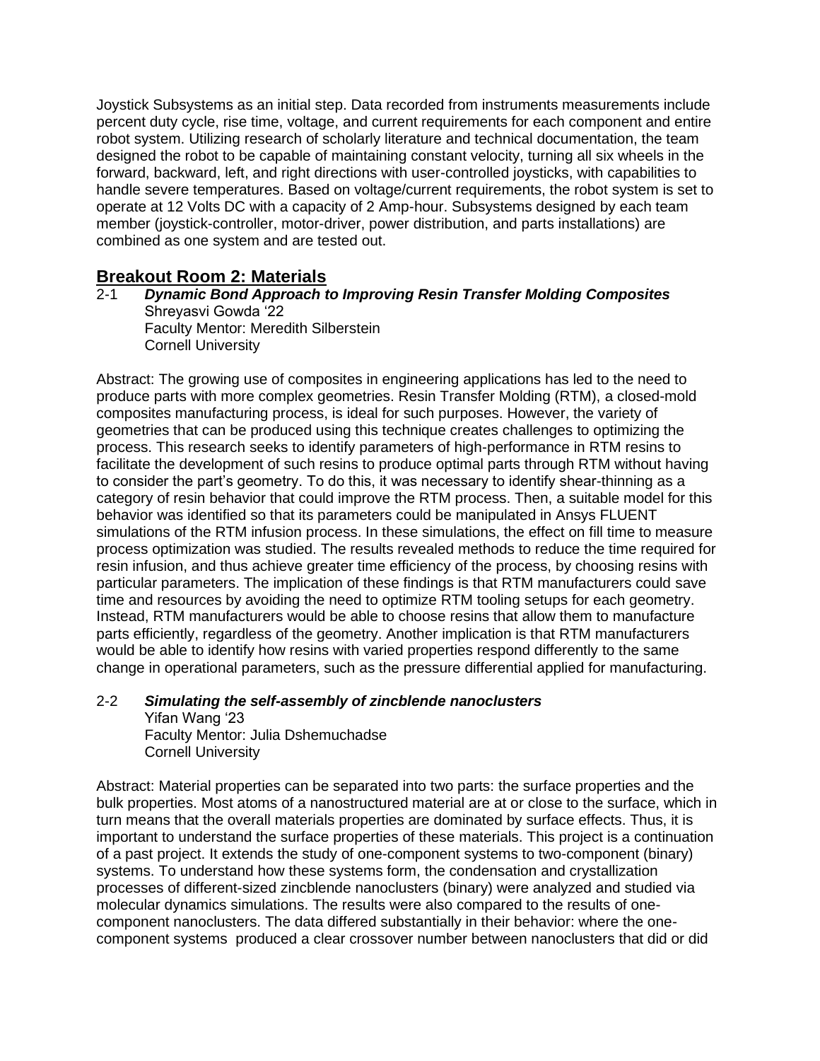Joystick Subsystems as an initial step. Data recorded from instruments measurements include percent duty cycle, rise time, voltage, and current requirements for each component and entire robot system. Utilizing research of scholarly literature and technical documentation, the team designed the robot to be capable of maintaining constant velocity, turning all six wheels in the forward, backward, left, and right directions with user-controlled joysticks, with capabilities to handle severe temperatures. Based on voltage/current requirements, the robot system is set to operate at 12 Volts DC with a capacity of 2 Amp-hour. Subsystems designed by each team member (joystick-controller, motor-driver, power distribution, and parts installations) are combined as one system and are tested out.

## Breakout Room 2: Materials

2-1 ***Dynamic Bond Approach to Improving Resin Transfer Molding Composites***
Shreyasvi Gowda '22
Faculty Mentor: Meredith Silberstein
Cornell University

Abstract: The growing use of composites in engineering applications has led to the need to produce parts with more complex geometries. Resin Transfer Molding (RTM), a closed-mold composites manufacturing process, is ideal for such purposes. However, the variety of geometries that can be produced using this technique creates challenges to optimizing the process. This research seeks to identify parameters of high-performance in RTM resins to facilitate the development of such resins to produce optimal parts through RTM without having to consider the part's geometry. To do this, it was necessary to identify shear-thinning as a category of resin behavior that could improve the RTM process. Then, a suitable model for this behavior was identified so that its parameters could be manipulated in Ansys FLUENT simulations of the RTM infusion process. In these simulations, the effect on fill time to measure process optimization was studied. The results revealed methods to reduce the time required for resin infusion, and thus achieve greater time efficiency of the process, by choosing resins with particular parameters. The implication of these findings is that RTM manufacturers could save time and resources by avoiding the need to optimize RTM tooling setups for each geometry. Instead, RTM manufacturers would be able to choose resins that allow them to manufacture parts efficiently, regardless of the geometry. Another implication is that RTM manufacturers would be able to identify how resins with varied properties respond differently to the same change in operational parameters, such as the pressure differential applied for manufacturing.

2-2 ***Simulating the self-assembly of zincblende nanoclusters***
Yifan Wang '23
Faculty Mentor: Julia Dshemuchadse
Cornell University

Abstract: Material properties can be separated into two parts: the surface properties and the bulk properties. Most atoms of a nanostructured material are at or close to the surface, which in turn means that the overall materials properties are dominated by surface effects. Thus, it is important to understand the surface properties of these materials. This project is a continuation of a past project. It extends the study of one-component systems to two-component (binary) systems. To understand how these systems form, the condensation and crystallization processes of different-sized zincblende nanoclusters (binary) were analyzed and studied via molecular dynamics simulations. The results were also compared to the results of one-component nanoclusters. The data differed substantially in their behavior: where the one-component systems produced a clear crossover number between nanoclusters that did or did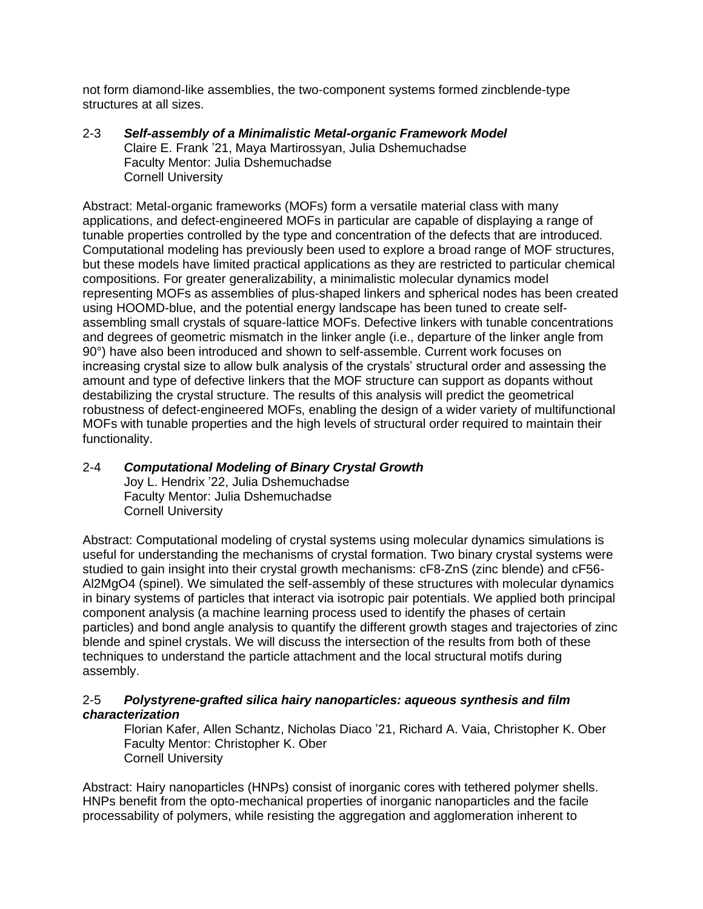not form diamond-like assemblies, the two-component systems formed zincblende-type structures at all sizes.

### 2-3 ***Self-assembly of a Minimalistic Metal-organic Framework Model***

Claire E. Frank '21, Maya Martirossyan, Julia Dshemuchadse
Faculty Mentor: Julia Dshemuchadse
Cornell University

Abstract: Metal-organic frameworks (MOFs) form a versatile material class with many applications, and defect-engineered MOFs in particular are capable of displaying a range of tunable properties controlled by the type and concentration of the defects that are introduced. Computational modeling has previously been used to explore a broad range of MOF structures, but these models have limited practical applications as they are restricted to particular chemical compositions. For greater generalizability, a minimalistic molecular dynamics model representing MOFs as assemblies of plus-shaped linkers and spherical nodes has been created using HOOMD-blue, and the potential energy landscape has been tuned to create self-assembling small crystals of square-lattice MOFs. Defective linkers with tunable concentrations and degrees of geometric mismatch in the linker angle (i.e., departure of the linker angle from 90°) have also been introduced and shown to self-assemble. Current work focuses on increasing crystal size to allow bulk analysis of the crystals' structural order and assessing the amount and type of defective linkers that the MOF structure can support as dopants without destabilizing the crystal structure. The results of this analysis will predict the geometrical robustness of defect-engineered MOFs, enabling the design of a wider variety of multifunctional MOFs with tunable properties and the high levels of structural order required to maintain their functionality.

### 2-4 ***Computational Modeling of Binary Crystal Growth***

Joy L. Hendrix '22, Julia Dshemuchadse
Faculty Mentor: Julia Dshemuchadse
Cornell University

Abstract: Computational modeling of crystal systems using molecular dynamics simulations is useful for understanding the mechanisms of crystal formation. Two binary crystal systems were studied to gain insight into their crystal growth mechanisms: cF8-ZnS (zinc blende) and cF56-$Al_2MgO_4$ (spinel). We simulated the self-assembly of these structures with molecular dynamics in binary systems of particles that interact via isotropic pair potentials. We applied both principal component analysis (a machine learning process used to identify the phases of certain particles) and bond angle analysis to quantify the different growth stages and trajectories of zinc blende and spinel crystals. We will discuss the intersection of the results from both of these techniques to understand the particle attachment and the local structural motifs during assembly.

### 2-5 ***Polystyrene-grafted silica hairy nanoparticles: aqueous synthesis and film characterization***

Florian Kafer, Allen Schantz, Nicholas Diaco '21, Richard A. Vaia, Christopher K. Ober
Faculty Mentor: Christopher K. Ober
Cornell University

Abstract: Hairy nanoparticles (HNPs) consist of inorganic cores with tethered polymer shells. HNPs benefit from the opto-mechanical properties of inorganic nanoparticles and the facile processability of polymers, while resisting the aggregation and agglomeration inherent to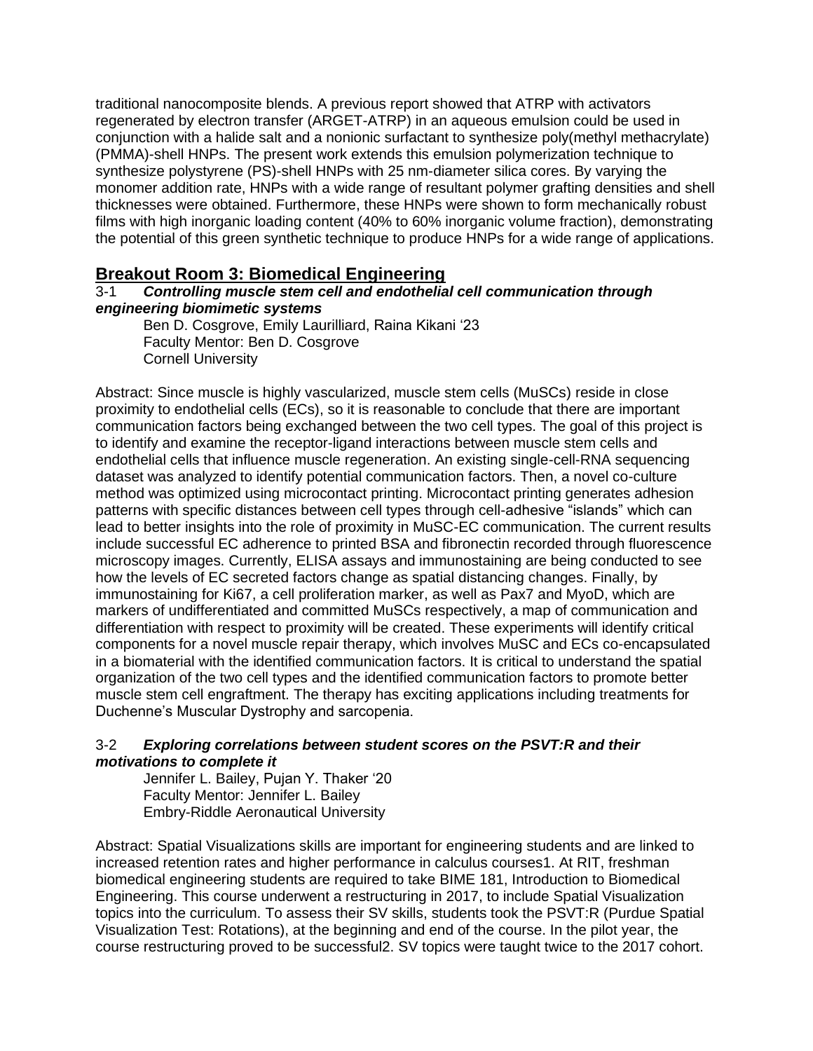traditional nanocomposite blends. A previous report showed that ATRP with activators regenerated by electron transfer (ARGET-ATRP) in an aqueous emulsion could be used in conjunction with a halide salt and a nonionic surfactant to synthesize poly(methyl methacrylate) (PMMA)-shell HNPs. The present work extends this emulsion polymerization technique to synthesize polystyrene (PS)-shell HNPs with 25 nm-diameter silica cores. By varying the monomer addition rate, HNPs with a wide range of resultant polymer grafting densities and shell thicknesses were obtained. Furthermore, these HNPs were shown to form mechanically robust films with high inorganic loading content (40% to 60% inorganic volume fraction), demonstrating the potential of this green synthetic technique to produce HNPs for a wide range of applications.

## Breakout Room 3: Biomedical Engineering

3-1 ***Controlling muscle stem cell and endothelial cell communication through engineering biomimetic systems***

Ben D. Cosgrove, Emily Laurilliard, Raina Kikani '23
Faculty Mentor: Ben D. Cosgrove
Cornell University

Abstract: Since muscle is highly vascularized, muscle stem cells (MuSCs) reside in close proximity to endothelial cells (ECs), so it is reasonable to conclude that there are important communication factors being exchanged between the two cell types. The goal of this project is to identify and examine the receptor-ligand interactions between muscle stem cells and endothelial cells that influence muscle regeneration. An existing single-cell-RNA sequencing dataset was analyzed to identify potential communication factors. Then, a novel co-culture method was optimized using microcontact printing. Microcontact printing generates adhesion patterns with specific distances between cell types through cell-adhesive "islands" which can lead to better insights into the role of proximity in MuSC-EC communication. The current results include successful EC adherence to printed BSA and fibronectin recorded through fluorescence microscopy images. Currently, ELISA assays and immunostaining are being conducted to see how the levels of EC secreted factors change as spatial distancing changes. Finally, by immunostaining for Ki67, a cell proliferation marker, as well as Pax7 and MyoD, which are markers of undifferentiated and committed MuSCs respectively, a map of communication and differentiation with respect to proximity will be created. These experiments will identify critical components for a novel muscle repair therapy, which involves MuSC and ECs co-encapsulated in a biomaterial with the identified communication factors. It is critical to understand the spatial organization of the two cell types and the identified communication factors to promote better muscle stem cell engraftment. The therapy has exciting applications including treatments for Duchenne's Muscular Dystrophy and sarcopenia.

3-2 ***Exploring correlations between student scores on the PSVT:R and their motivations to complete it***

Jennifer L. Bailey, Pujan Y. Thaker '20
Faculty Mentor: Jennifer L. Bailey
Embry-Riddle Aeronautical University

Abstract: Spatial Visualizations skills are important for engineering students and are linked to increased retention rates and higher performance in calculus courses1. At RIT, freshman biomedical engineering students are required to take BIME 181, Introduction to Biomedical Engineering. This course underwent a restructuring in 2017, to include Spatial Visualization topics into the curriculum. To assess their SV skills, students took the PSVT:R (Purdue Spatial Visualization Test: Rotations), at the beginning and end of the course. In the pilot year, the course restructuring proved to be successful2. SV topics were taught twice to the 2017 cohort.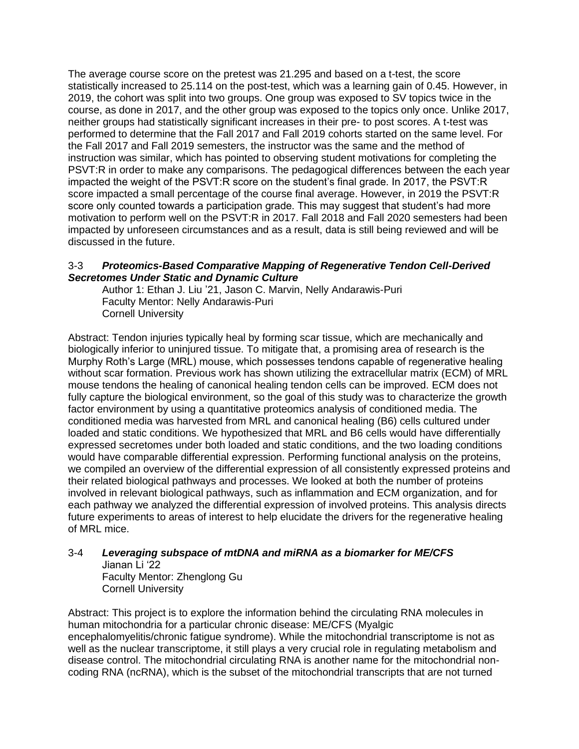The average course score on the pretest was 21.295 and based on a t-test, the score statistically increased to 25.114 on the post-test, which was a learning gain of 0.45. However, in 2019, the cohort was split into two groups. One group was exposed to SV topics twice in the course, as done in 2017, and the other group was exposed to the topics only once. Unlike 2017, neither groups had statistically significant increases in their pre- to post scores. A t-test was performed to determine that the Fall 2017 and Fall 2019 cohorts started on the same level. For the Fall 2017 and Fall 2019 semesters, the instructor was the same and the method of instruction was similar, which has pointed to observing student motivations for completing the PSVT:R in order to make any comparisons. The pedagogical differences between the each year impacted the weight of the PSVT:R score on the student's final grade. In 2017, the PSVT:R score impacted a small percentage of the course final average. However, in 2019 the PSVT:R score only counted towards a participation grade. This may suggest that student's had more motivation to perform well on the PSVT:R in 2017. Fall 2018 and Fall 2020 semesters had been impacted by unforeseen circumstances and as a result, data is still being reviewed and will be discussed in the future.

### 3-3 ***Proteomics-Based Comparative Mapping of Regenerative Tendon Cell-Derived Secretomes Under Static and Dynamic Culture***

Author 1: Ethan J. Liu '21, Jason C. Marvin, Nelly Andarawis-Puri
Faculty Mentor: Nelly Andarawis-Puri
Cornell University

Abstract: Tendon injuries typically heal by forming scar tissue, which are mechanically and biologically inferior to uninjured tissue. To mitigate that, a promising area of research is the Murphy Roth's Large (MRL) mouse, which possesses tendons capable of regenerative healing without scar formation. Previous work has shown utilizing the extracellular matrix (ECM) of MRL mouse tendons the healing of canonical healing tendon cells can be improved. ECM does not fully capture the biological environment, so the goal of this study was to characterize the growth factor environment by using a quantitative proteomics analysis of conditioned media. The conditioned media was harvested from MRL and canonical healing (B6) cells cultured under loaded and static conditions. We hypothesized that MRL and B6 cells would have differentially expressed secretomes under both loaded and static conditions, and the two loading conditions would have comparable differential expression. Performing functional analysis on the proteins, we compiled an overview of the differential expression of all consistently expressed proteins and their related biological pathways and processes. We looked at both the number of proteins involved in relevant biological pathways, such as inflammation and ECM organization, and for each pathway we analyzed the differential expression of involved proteins. This analysis directs future experiments to areas of interest to help elucidate the drivers for the regenerative healing of MRL mice.

### 3-4 ***Leveraging subspace of mtDNA and miRNA as a biomarker for ME/CFS***

Jianan Li '22
Faculty Mentor: Zhenglong Gu
Cornell University

Abstract: This project is to explore the information behind the circulating RNA molecules in human mitochondria for a particular chronic disease: ME/CFS (Myalgic encephalomyelitis/chronic fatigue syndrome). While the mitochondrial transcriptome is not as well as the nuclear transcriptome, it still plays a very crucial role in regulating metabolism and disease control. The mitochondrial circulating RNA is another name for the mitochondrial non-coding RNA (ncRNA), which is the subset of the mitochondrial transcripts that are not turned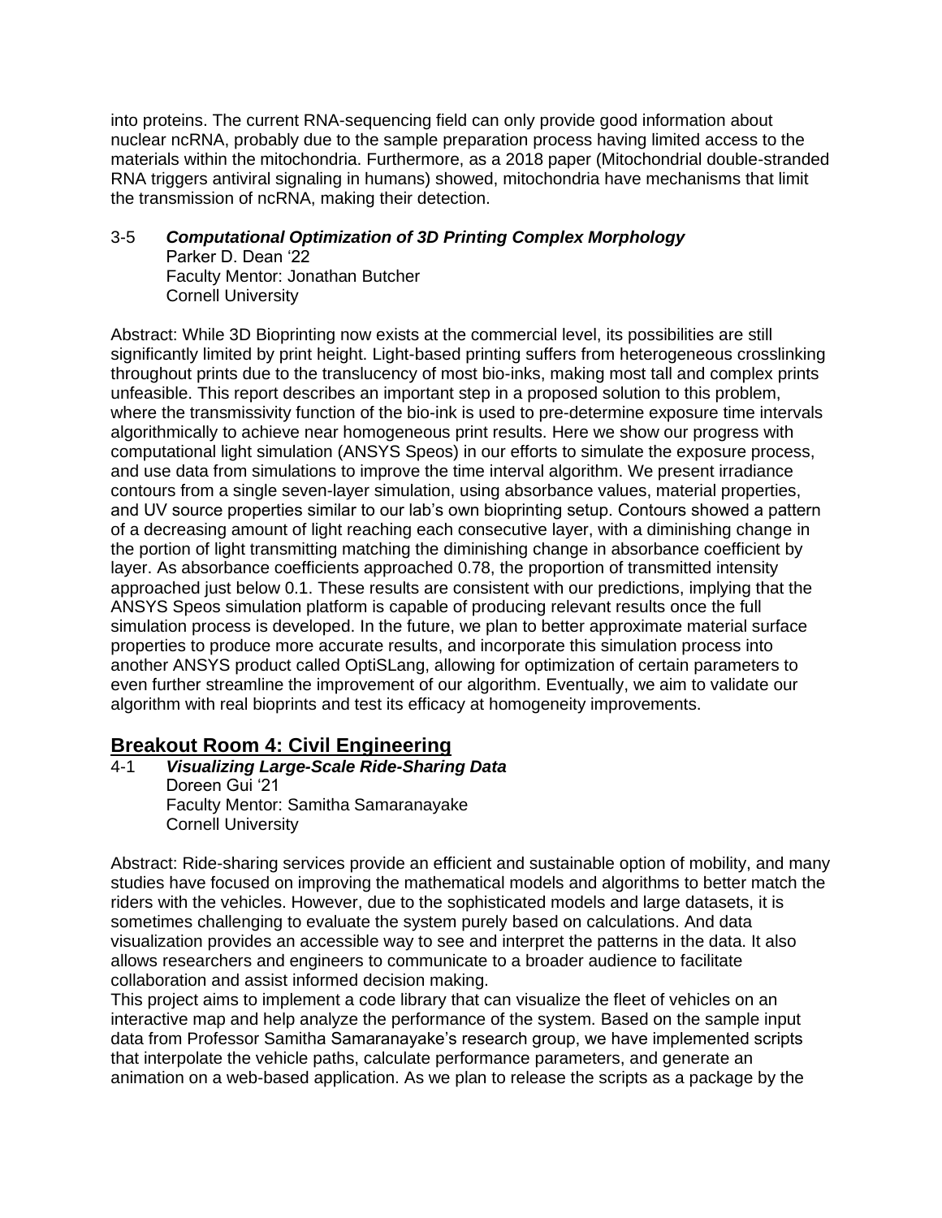into proteins. The current RNA-sequencing field can only provide good information about nuclear ncRNA, probably due to the sample preparation process having limited access to the materials within the mitochondria. Furthermore, as a 2018 paper (Mitochondrial double-stranded RNA triggers antiviral signaling in humans) showed, mitochondria have mechanisms that limit the transmission of ncRNA, making their detection.

3-5 ***Computational Optimization of 3D Printing Complex Morphology***
Parker D. Dean '22
Faculty Mentor: Jonathan Butcher
Cornell University

Abstract: While 3D Bioprinting now exists at the commercial level, its possibilities are still significantly limited by print height. Light-based printing suffers from heterogeneous crosslinking throughout prints due to the translucency of most bio-inks, making most tall and complex prints unfeasible. This report describes an important step in a proposed solution to this problem, where the transmissivity function of the bio-ink is used to pre-determine exposure time intervals algorithmically to achieve near homogeneous print results. Here we show our progress with computational light simulation (ANSYS Speos) in our efforts to simulate the exposure process, and use data from simulations to improve the time interval algorithm. We present irradiance contours from a single seven-layer simulation, using absorbance values, material properties, and UV source properties similar to our lab's own bioprinting setup. Contours showed a pattern of a decreasing amount of light reaching each consecutive layer, with a diminishing change in the portion of light transmitting matching the diminishing change in absorbance coefficient by layer. As absorbance coefficients approached 0.78, the proportion of transmitted intensity approached just below 0.1. These results are consistent with our predictions, implying that the ANSYS Speos simulation platform is capable of producing relevant results once the full simulation process is developed. In the future, we plan to better approximate material surface properties to produce more accurate results, and incorporate this simulation process into another ANSYS product called OptiSLang, allowing for optimization of certain parameters to even further streamline the improvement of our algorithm. Eventually, we aim to validate our algorithm with real bioprints and test its efficacy at homogeneity improvements.

## Breakout Room 4: Civil Engineering

4-1 ***Visualizing Large-Scale Ride-Sharing Data***
Doreen Gui '21
Faculty Mentor: Samitha Samaranayake
Cornell University

Abstract: Ride-sharing services provide an efficient and sustainable option of mobility, and many studies have focused on improving the mathematical models and algorithms to better match the riders with the vehicles. However, due to the sophisticated models and large datasets, it is sometimes challenging to evaluate the system purely based on calculations. And data visualization provides an accessible way to see and interpret the patterns in the data. It also allows researchers and engineers to communicate to a broader audience to facilitate collaboration and assist informed decision making.
This project aims to implement a code library that can visualize the fleet of vehicles on an interactive map and help analyze the performance of the system. Based on the sample input data from Professor Samitha Samaranayake's research group, we have implemented scripts that interpolate the vehicle paths, calculate performance parameters, and generate an animation on a web-based application. As we plan to release the scripts as a package by the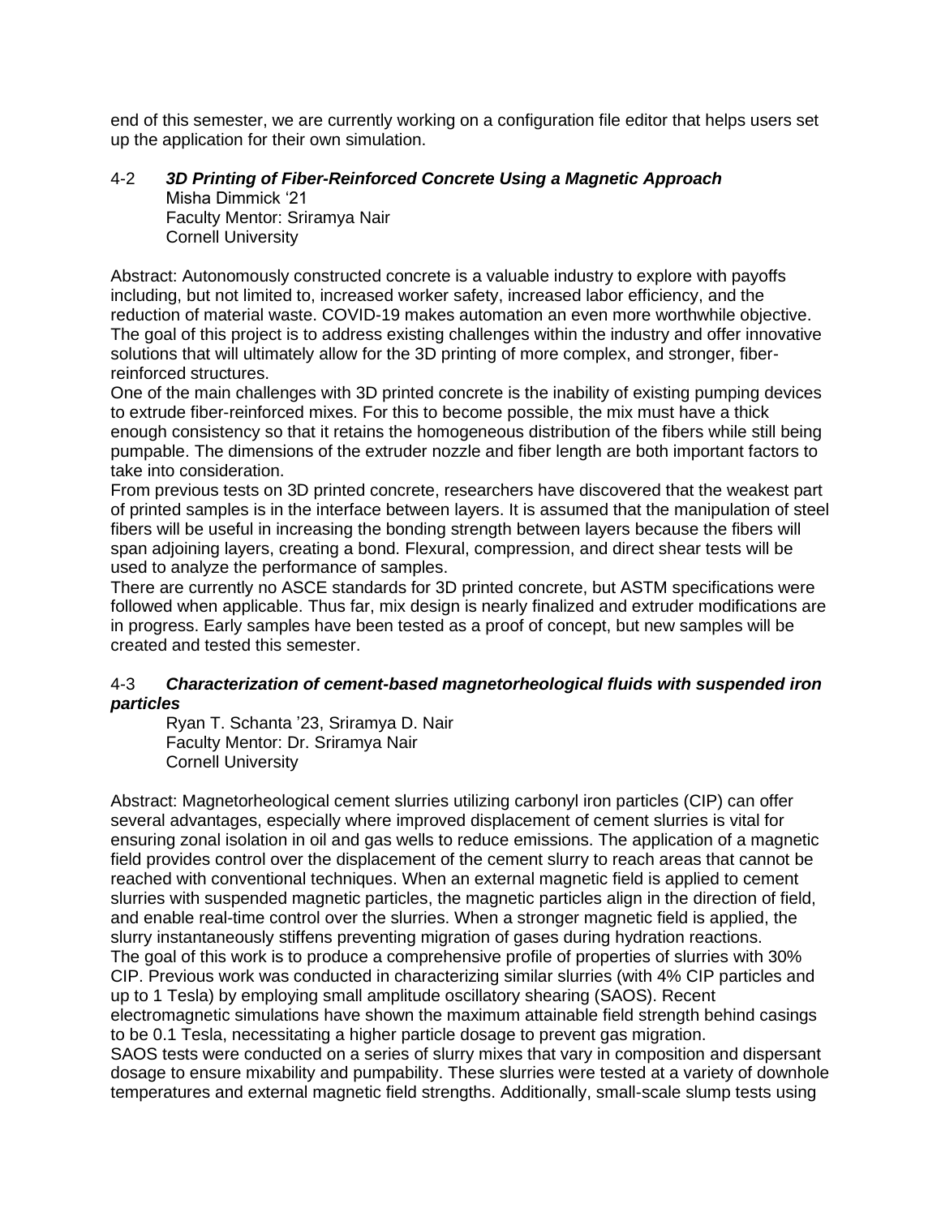end of this semester, we are currently working on a configuration file editor that helps users set up the application for their own simulation.

### 4-2 *3D Printing of Fiber-Reinforced Concrete Using a Magnetic Approach*

Misha Dimmick ‘21
Faculty Mentor: Sriramya Nair
Cornell University

Abstract: Autonomously constructed concrete is a valuable industry to explore with payoffs including, but not limited to, increased worker safety, increased labor efficiency, and the reduction of material waste. COVID-19 makes automation an even more worthwhile objective. The goal of this project is to address existing challenges within the industry and offer innovative solutions that will ultimately allow for the 3D printing of more complex, and stronger, fiber-reinforced structures.

One of the main challenges with 3D printed concrete is the inability of existing pumping devices to extrude fiber-reinforced mixes. For this to become possible, the mix must have a thick enough consistency so that it retains the homogeneous distribution of the fibers while still being pumpable. The dimensions of the extruder nozzle and fiber length are both important factors to take into consideration.

From previous tests on 3D printed concrete, researchers have discovered that the weakest part of printed samples is in the interface between layers. It is assumed that the manipulation of steel fibers will be useful in increasing the bonding strength between layers because the fibers will span adjoining layers, creating a bond. Flexural, compression, and direct shear tests will be used to analyze the performance of samples.

There are currently no ASCE standards for 3D printed concrete, but ASTM specifications were followed when applicable. Thus far, mix design is nearly finalized and extruder modifications are in progress. Early samples have been tested as a proof of concept, but new samples will be created and tested this semester.

### 4-3 *Characterization of cement-based magnetorheological fluids with suspended iron particles*

Ryan T. Schanta ’23, Sriramya D. Nair
Faculty Mentor: Dr. Sriramya Nair
Cornell University

Abstract: Magnetorheological cement slurries utilizing carbonyl iron particles (CIP) can offer several advantages, especially where improved displacement of cement slurries is vital for ensuring zonal isolation in oil and gas wells to reduce emissions. The application of a magnetic field provides control over the displacement of the cement slurry to reach areas that cannot be reached with conventional techniques. When an external magnetic field is applied to cement slurries with suspended magnetic particles, the magnetic particles align in the direction of field, and enable real-time control over the slurries. When a stronger magnetic field is applied, the slurry instantaneously stiffens preventing migration of gases during hydration reactions.

The goal of this work is to produce a comprehensive profile of properties of slurries with 30% CIP. Previous work was conducted in characterizing similar slurries (with 4% CIP particles and up to 1 Tesla) by employing small amplitude oscillatory shearing (SAOS). Recent electromagnetic simulations have shown the maximum attainable field strength behind casings to be 0.1 Tesla, necessitating a higher particle dosage to prevent gas migration.

SAOS tests were conducted on a series of slurry mixes that vary in composition and dispersant dosage to ensure mixability and pumpability. These slurries were tested at a variety of downhole temperatures and external magnetic field strengths. Additionally, small-scale slump tests using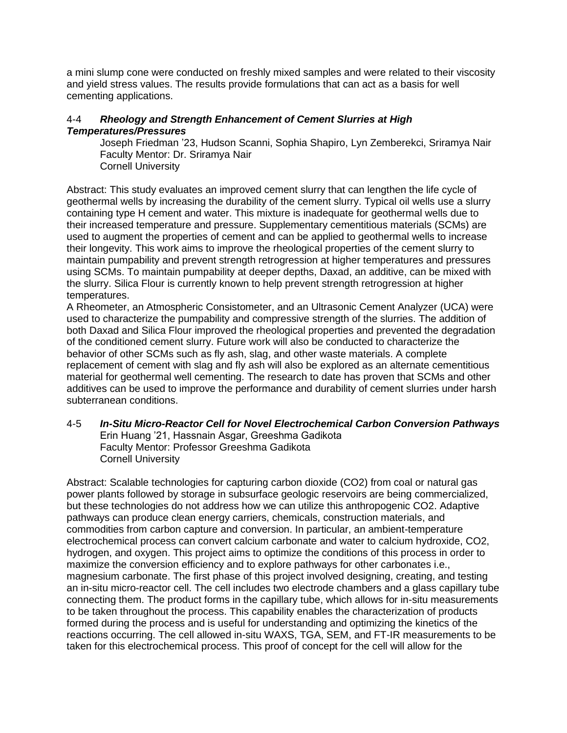a mini slump cone were conducted on freshly mixed samples and were related to their viscosity and yield stress values. The results provide formulations that can act as a basis for well cementing applications.

### 4-4 *Rheology and Strength Enhancement of Cement Slurries at High Temperatures/Pressures*

Joseph Friedman '23, Hudson Scanni, Sophia Shapiro, Lyn Zemberekci, Sriramya Nair
Faculty Mentor: Dr. Sriramya Nair
Cornell University

Abstract: This study evaluates an improved cement slurry that can lengthen the life cycle of geothermal wells by increasing the durability of the cement slurry. Typical oil wells use a slurry containing type H cement and water. This mixture is inadequate for geothermal wells due to their increased temperature and pressure. Supplementary cementitious materials (SCMs) are used to augment the properties of cement and can be applied to geothermal wells to increase their longevity. This work aims to improve the rheological properties of the cement slurry to maintain pumpability and prevent strength retrogression at higher temperatures and pressures using SCMs. To maintain pumpability at deeper depths, Daxad, an additive, can be mixed with the slurry. Silica Flour is currently known to help prevent strength retrogression at higher temperatures.
A Rheometer, an Atmospheric Consistometer, and an Ultrasonic Cement Analyzer (UCA) were used to characterize the pumpability and compressive strength of the slurries. The addition of both Daxad and Silica Flour improved the rheological properties and prevented the degradation of the conditioned cement slurry. Future work will also be conducted to characterize the behavior of other SCMs such as fly ash, slag, and other waste materials. A complete replacement of cement with slag and fly ash will also be explored as an alternate cementitious material for geothermal well cementing. The research to date has proven that SCMs and other additives can be used to improve the performance and durability of cement slurries under harsh subterranean conditions.

### 4-5 *In-Situ Micro-Reactor Cell for Novel Electrochemical Carbon Conversion Pathways*

Erin Huang '21, Hassnain Asgar, Greeshma Gadikota
Faculty Mentor: Professor Greeshma Gadikota
Cornell University

Abstract: Scalable technologies for capturing carbon dioxide ($CO_2$) from coal or natural gas power plants followed by storage in subsurface geologic reservoirs are being commercialized, but these technologies do not address how we can utilize this anthropogenic $CO_2$. Adaptive pathways can produce clean energy carriers, chemicals, construction materials, and commodities from carbon capture and conversion. In particular, an ambient-temperature electrochemical process can convert calcium carbonate and water to calcium hydroxide, $CO_2$, hydrogen, and oxygen. This project aims to optimize the conditions of this process in order to maximize the conversion efficiency and to explore pathways for other carbonates i.e., magnesium carbonate. The first phase of this project involved designing, creating, and testing an in-situ micro-reactor cell. The cell includes two electrode chambers and a glass capillary tube connecting them. The product forms in the capillary tube, which allows for in-situ measurements to be taken throughout the process. This capability enables the characterization of products formed during the process and is useful for understanding and optimizing the kinetics of the reactions occurring. The cell allowed in-situ WAXS, TGA, SEM, and FT-IR measurements to be taken for this electrochemical process. This proof of concept for the cell will allow for the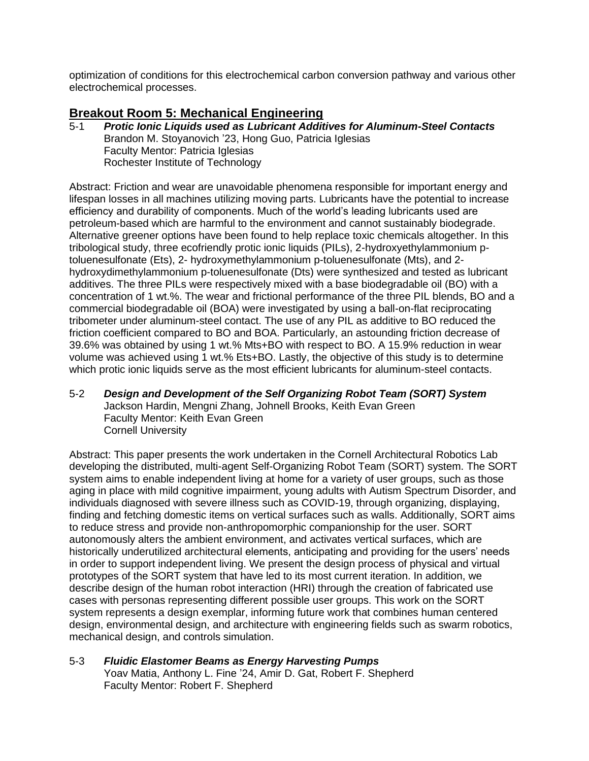optimization of conditions for this electrochemical carbon conversion pathway and various other electrochemical processes.

## Breakout Room 5: Mechanical Engineering

5-1 ***Protic Ionic Liquids used as Lubricant Additives for Aluminum-Steel Contacts***
Brandon M. Stoyanovich ’23, Hong Guo, Patricia Iglesias
Faculty Mentor: Patricia Iglesias
Rochester Institute of Technology

Abstract: Friction and wear are unavoidable phenomena responsible for important energy and lifespan losses in all machines utilizing moving parts. Lubricants have the potential to increase efficiency and durability of components. Much of the world’s leading lubricants used are petroleum-based which are harmful to the environment and cannot sustainably biodegrade. Alternative greener options have been found to help replace toxic chemicals altogether. In this tribological study, three ecofriendly protic ionic liquids (PILs), 2-hydroxyethylammonium p-toluenesulfonate (Ets), 2- hydroxymethylammonium p-toluenesulfonate (Mts), and 2-hydroxydimethylammonium p-toluenesulfonate (Dts) were synthesized and tested as lubricant additives. The three PILs were respectively mixed with a base biodegradable oil (BO) with a concentration of 1 wt.%. The wear and frictional performance of the three PIL blends, BO and a commercial biodegradable oil (BOA) were investigated by using a ball-on-flat reciprocating tribometer under aluminum-steel contact. The use of any PIL as additive to BO reduced the friction coefficient compared to BO and BOA. Particularly, an astounding friction decrease of 39.6% was obtained by using 1 wt.% Mts+BO with respect to BO. A 15.9% reduction in wear volume was achieved using 1 wt.% Ets+BO. Lastly, the objective of this study is to determine which protic ionic liquids serve as the most efficient lubricants for aluminum-steel contacts.

5-2 ***Design and Development of the Self Organizing Robot Team (SORT) System***
Jackson Hardin, Mengni Zhang, Johnell Brooks, Keith Evan Green
Faculty Mentor: Keith Evan Green
Cornell University

Abstract: This paper presents the work undertaken in the Cornell Architectural Robotics Lab developing the distributed, multi-agent Self-Organizing Robot Team (SORT) system. The SORT system aims to enable independent living at home for a variety of user groups, such as those aging in place with mild cognitive impairment, young adults with Autism Spectrum Disorder, and individuals diagnosed with severe illness such as COVID-19, through organizing, displaying, finding and fetching domestic items on vertical surfaces such as walls. Additionally, SORT aims to reduce stress and provide non-anthropomorphic companionship for the user. SORT autonomously alters the ambient environment, and activates vertical surfaces, which are historically underutilized architectural elements, anticipating and providing for the users’ needs in order to support independent living. We present the design process of physical and virtual prototypes of the SORT system that have led to its most current iteration. In addition, we describe design of the human robot interaction (HRI) through the creation of fabricated use cases with personas representing different possible user groups. This work on the SORT system represents a design exemplar, informing future work that combines human centered design, environmental design, and architecture with engineering fields such as swarm robotics, mechanical design, and controls simulation.

5-3 ***Fluidic Elastomer Beams as Energy Harvesting Pumps***
Yoav Matia, Anthony L. Fine ’24, Amir D. Gat, Robert F. Shepherd
Faculty Mentor: Robert F. Shepherd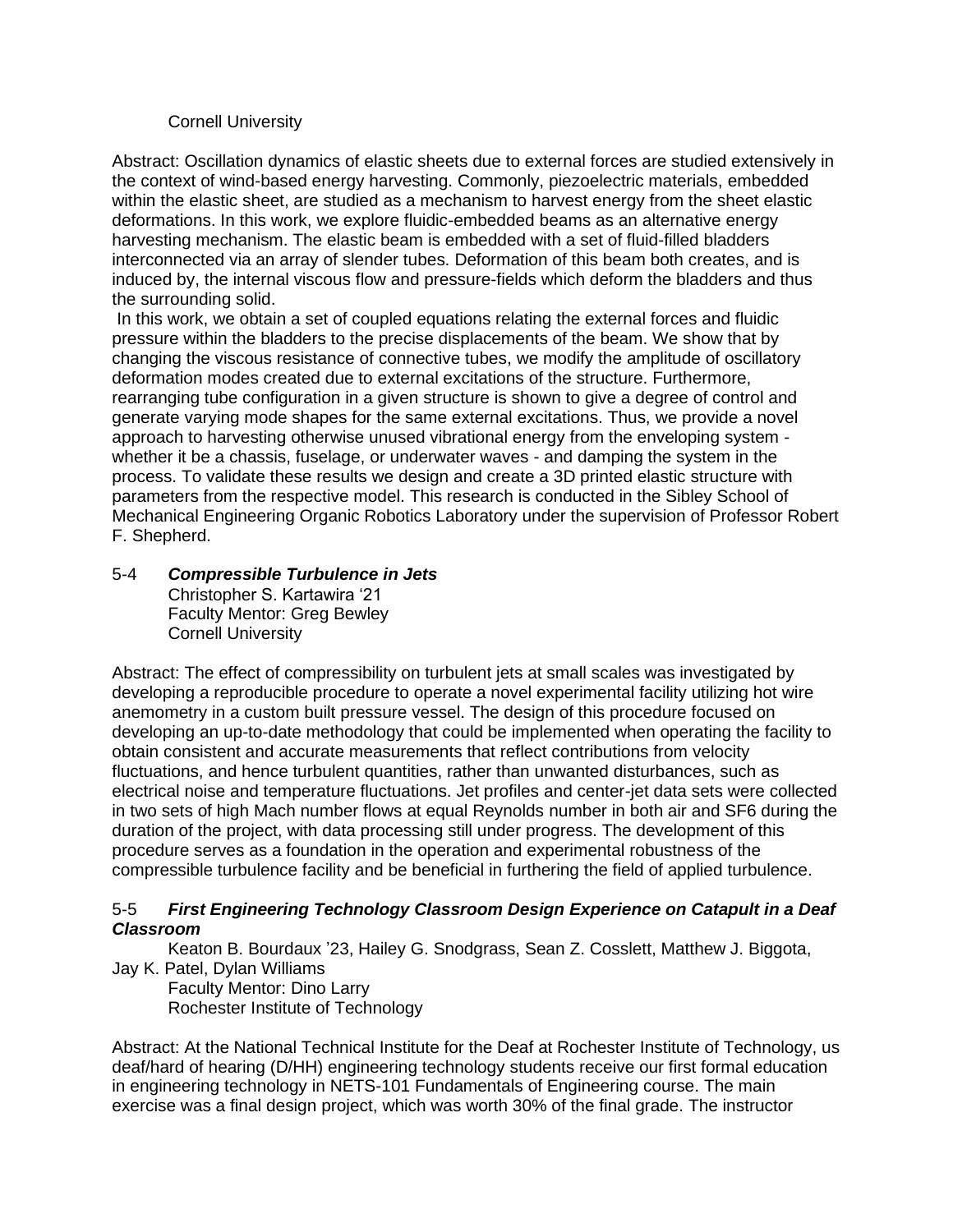Cornell University

Abstract: Oscillation dynamics of elastic sheets due to external forces are studied extensively in the context of wind-based energy harvesting. Commonly, piezoelectric materials, embedded within the elastic sheet, are studied as a mechanism to harvest energy from the sheet elastic deformations. In this work, we explore fluidic-embedded beams as an alternative energy harvesting mechanism. The elastic beam is embedded with a set of fluid-filled bladders interconnected via an array of slender tubes. Deformation of this beam both creates, and is induced by, the internal viscous flow and pressure-fields which deform the bladders and thus the surrounding solid.

In this work, we obtain a set of coupled equations relating the external forces and fluidic pressure within the bladders to the precise displacements of the beam. We show that by changing the viscous resistance of connective tubes, we modify the amplitude of oscillatory deformation modes created due to external excitations of the structure. Furthermore, rearranging tube configuration in a given structure is shown to give a degree of control and generate varying mode shapes for the same external excitations. Thus, we provide a novel approach to harvesting otherwise unused vibrational energy from the enveloping system - whether it be a chassis, fuselage, or underwater waves - and damping the system in the process. To validate these results we design and create a 3D printed elastic structure with parameters from the respective model. This research is conducted in the Sibley School of Mechanical Engineering Organic Robotics Laboratory under the supervision of Professor Robert F. Shepherd.

### 5-4 ***Compressible Turbulence in Jets***

Christopher S. Kartawira '21
Faculty Mentor: Greg Bewley
Cornell University

Abstract: The effect of compressibility on turbulent jets at small scales was investigated by developing a reproducible procedure to operate a novel experimental facility utilizing hot wire anemometry in a custom built pressure vessel. The design of this procedure focused on developing an up-to-date methodology that could be implemented when operating the facility to obtain consistent and accurate measurements that reflect contributions from velocity fluctuations, and hence turbulent quantities, rather than unwanted disturbances, such as electrical noise and temperature fluctuations. Jet profiles and center-jet data sets were collected in two sets of high Mach number flows at equal Reynolds number in both air and SF6 during the duration of the project, with data processing still under progress. The development of this procedure serves as a foundation in the operation and experimental robustness of the compressible turbulence facility and be beneficial in furthering the field of applied turbulence.

### 5-5 ***First Engineering Technology Classroom Design Experience on Catapult in a Deaf Classroom***

Keaton B. Bourdaux '23, Hailey G. Snodgrass, Sean Z. Cosslett, Matthew J. Biggota, Jay K. Patel, Dylan Williams
Faculty Mentor: Dino Larry
Rochester Institute of Technology

Abstract: At the National Technical Institute for the Deaf at Rochester Institute of Technology, us deaf/hard of hearing (D/HH) engineering technology students receive our first formal education in engineering technology in NETS-101 Fundamentals of Engineering course. The main exercise was a final design project, which was worth 30% of the final grade. The instructor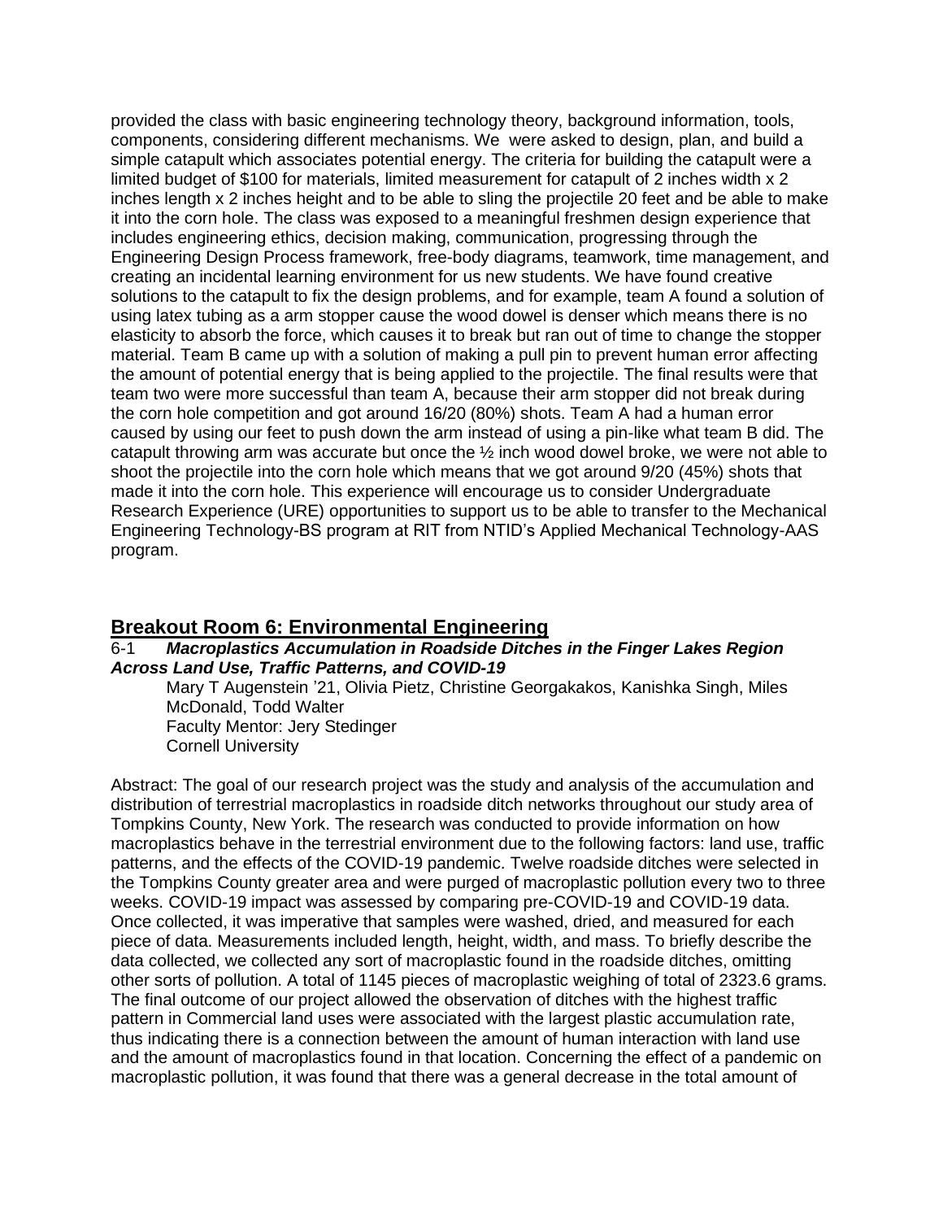provided the class with basic engineering technology theory, background information, tools, components, considering different mechanisms. We were asked to design, plan, and build a simple catapult which associates potential energy. The criteria for building the catapult were a limited budget of $100 for materials, limited measurement for catapult of 2 inches width x 2 inches length x 2 inches height and to be able to sling the projectile 20 feet and be able to make it into the corn hole. The class was exposed to a meaningful freshmen design experience that includes engineering ethics, decision making, communication, progressing through the Engineering Design Process framework, free-body diagrams, teamwork, time management, and creating an incidental learning environment for us new students. We have found creative solutions to the catapult to fix the design problems, and for example, team A found a solution of using latex tubing as a arm stopper cause the wood dowel is denser which means there is no elasticity to absorb the force, which causes it to break but ran out of time to change the stopper material. Team B came up with a solution of making a pull pin to prevent human error affecting the amount of potential energy that is being applied to the projectile. The final results were that team two were more successful than team A, because their arm stopper did not break during the corn hole competition and got around 16/20 (80%) shots. Team A had a human error caused by using our feet to push down the arm instead of using a pin-like what team B did. The catapult throwing arm was accurate but once the ½ inch wood dowel broke, we were not able to shoot the projectile into the corn hole which means that we got around 9/20 (45%) shots that made it into the corn hole. This experience will encourage us to consider Undergraduate Research Experience (URE) opportunities to support us to be able to transfer to the Mechanical Engineering Technology-BS program at RIT from NTID's Applied Mechanical Technology-AAS program.

## Breakout Room 6: Environmental Engineering

### 6-1 *Macroplastics Accumulation in Roadside Ditches in the Finger Lakes Region Across Land Use, Traffic Patterns, and COVID-19*

Mary T Augenstein '21, Olivia Pietz, Christine Georgakakos, Kanishka Singh, Miles McDonald, Todd Walter
Faculty Mentor: Jery Stedinger
Cornell University

Abstract: The goal of our research project was the study and analysis of the accumulation and distribution of terrestrial macroplastics in roadside ditch networks throughout our study area of Tompkins County, New York. The research was conducted to provide information on how macroplastics behave in the terrestrial environment due to the following factors: land use, traffic patterns, and the effects of the COVID-19 pandemic. Twelve roadside ditches were selected in the Tompkins County greater area and were purged of macroplastic pollution every two to three weeks. COVID-19 impact was assessed by comparing pre-COVID-19 and COVID-19 data. Once collected, it was imperative that samples were washed, dried, and measured for each piece of data. Measurements included length, height, width, and mass. To briefly describe the data collected, we collected any sort of macroplastic found in the roadside ditches, omitting other sorts of pollution. A total of 1145 pieces of macroplastic weighing of total of 2323.6 grams. The final outcome of our project allowed the observation of ditches with the highest traffic pattern in Commercial land uses were associated with the largest plastic accumulation rate, thus indicating there is a connection between the amount of human interaction with land use and the amount of macroplastics found in that location. Concerning the effect of a pandemic on macroplastic pollution, it was found that there was a general decrease in the total amount of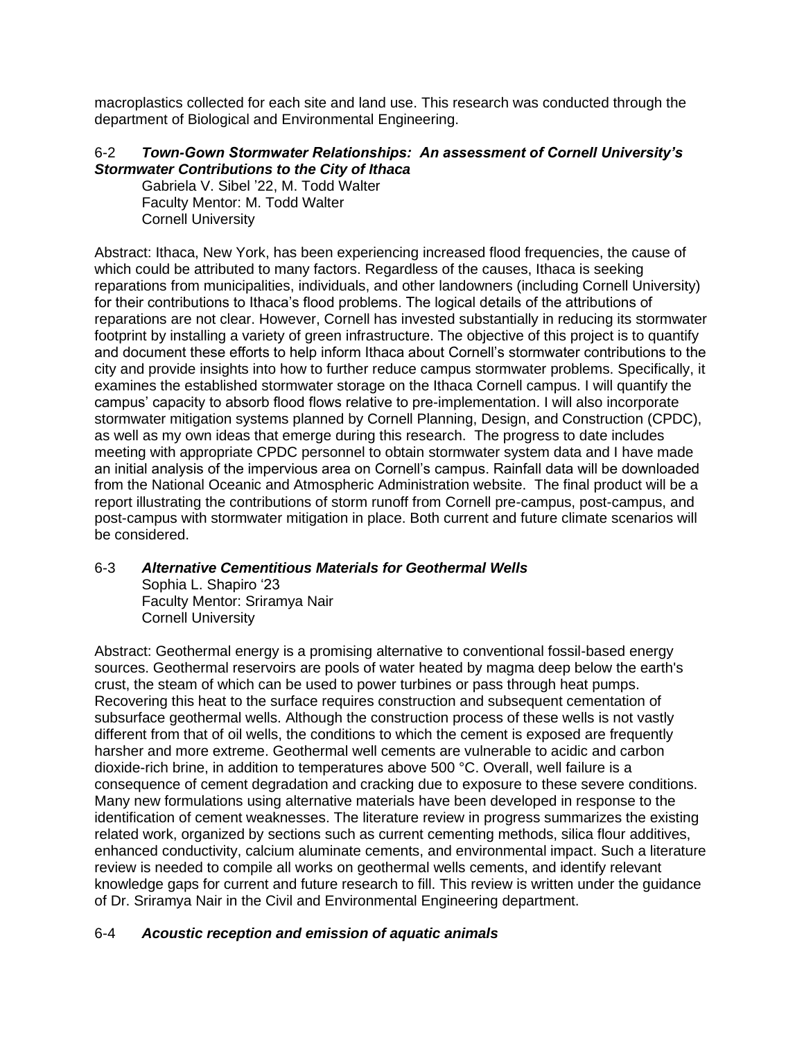macroplastics collected for each site and land use. This research was conducted through the department of Biological and Environmental Engineering.

6-2 ***Town-Gown Stormwater Relationships: An assessment of Cornell University's Stormwater Contributions to the City of Ithaca***

Gabriela V. Sibel '22, M. Todd Walter
Faculty Mentor: M. Todd Walter
Cornell University

Abstract: Ithaca, New York, has been experiencing increased flood frequencies, the cause of which could be attributed to many factors. Regardless of the causes, Ithaca is seeking reparations from municipalities, individuals, and other landowners (including Cornell University) for their contributions to Ithaca's flood problems. The logical details of the attributions of reparations are not clear. However, Cornell has invested substantially in reducing its stormwater footprint by installing a variety of green infrastructure. The objective of this project is to quantify and document these efforts to help inform Ithaca about Cornell's stormwater contributions to the city and provide insights into how to further reduce campus stormwater problems. Specifically, it examines the established stormwater storage on the Ithaca Cornell campus. I will quantify the campus' capacity to absorb flood flows relative to pre-implementation. I will also incorporate stormwater mitigation systems planned by Cornell Planning, Design, and Construction (CPDC), as well as my own ideas that emerge during this research. The progress to date includes meeting with appropriate CPDC personnel to obtain stormwater system data and I have made an initial analysis of the impervious area on Cornell's campus. Rainfall data will be downloaded from the National Oceanic and Atmospheric Administration website. The final product will be a report illustrating the contributions of storm runoff from Cornell pre-campus, post-campus, and post-campus with stormwater mitigation in place. Both current and future climate scenarios will be considered.

6-3 ***Alternative Cementitious Materials for Geothermal Wells***

Sophia L. Shapiro '23
Faculty Mentor: Sriramya Nair
Cornell University

Abstract: Geothermal energy is a promising alternative to conventional fossil-based energy sources. Geothermal reservoirs are pools of water heated by magma deep below the earth's crust, the steam of which can be used to power turbines or pass through heat pumps. Recovering this heat to the surface requires construction and subsequent cementation of subsurface geothermal wells. Although the construction process of these wells is not vastly different from that of oil wells, the conditions to which the cement is exposed are frequently harsher and more extreme. Geothermal well cements are vulnerable to acidic and carbon dioxide-rich brine, in addition to temperatures above 500 °C. Overall, well failure is a consequence of cement degradation and cracking due to exposure to these severe conditions. Many new formulations using alternative materials have been developed in response to the identification of cement weaknesses. The literature review in progress summarizes the existing related work, organized by sections such as current cementing methods, silica flour additives, enhanced conductivity, calcium aluminate cements, and environmental impact. Such a literature review is needed to compile all works on geothermal wells cements, and identify relevant knowledge gaps for current and future research to fill. This review is written under the guidance of Dr. Sriramya Nair in the Civil and Environmental Engineering department.

6-4 ***Acoustic reception and emission of aquatic animals***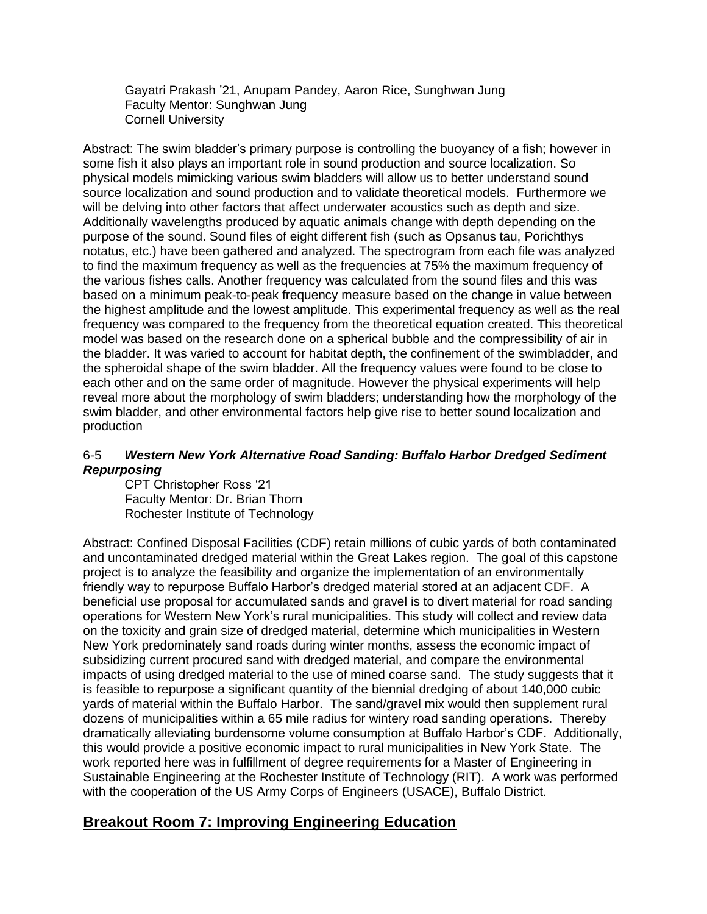Gayatri Prakash '21, Anupam Pandey, Aaron Rice, Sunghwan Jung
Faculty Mentor: Sunghwan Jung
Cornell University

Abstract: The swim bladder's primary purpose is controlling the buoyancy of a fish; however in some fish it also plays an important role in sound production and source localization. So physical models mimicking various swim bladders will allow us to better understand sound source localization and sound production and to validate theoretical models. Furthermore we will be delving into other factors that affect underwater acoustics such as depth and size. Additionally wavelengths produced by aquatic animals change with depth depending on the purpose of the sound. Sound files of eight different fish (such as Opsanus tau, Porichthys notatus, etc.) have been gathered and analyzed. The spectrogram from each file was analyzed to find the maximum frequency as well as the frequencies at 75% the maximum frequency of the various fishes calls. Another frequency was calculated from the sound files and this was based on a minimum peak-to-peak frequency measure based on the change in value between the highest amplitude and the lowest amplitude. This experimental frequency as well as the real frequency was compared to the frequency from the theoretical equation created. This theoretical model was based on the research done on a spherical bubble and the compressibility of air in the bladder. It was varied to account for habitat depth, the confinement of the swimbladder, and the spheroidal shape of the swim bladder. All the frequency values were found to be close to each other and on the same order of magnitude. However the physical experiments will help reveal more about the morphology of swim bladders; understanding how the morphology of the swim bladder, and other environmental factors help give rise to better sound localization and production

6-5 ***Western New York Alternative Road Sanding: Buffalo Harbor Dredged Sediment Repurposing***

CPT Christopher Ross '21
Faculty Mentor: Dr. Brian Thorn
Rochester Institute of Technology

Abstract: Confined Disposal Facilities (CDF) retain millions of cubic yards of both contaminated and uncontaminated dredged material within the Great Lakes region. The goal of this capstone project is to analyze the feasibility and organize the implementation of an environmentally friendly way to repurpose Buffalo Harbor's dredged material stored at an adjacent CDF. A beneficial use proposal for accumulated sands and gravel is to divert material for road sanding operations for Western New York's rural municipalities. This study will collect and review data on the toxicity and grain size of dredged material, determine which municipalities in Western New York predominately sand roads during winter months, assess the economic impact of subsidizing current procured sand with dredged material, and compare the environmental impacts of using dredged material to the use of mined coarse sand. The study suggests that it is feasible to repurpose a significant quantity of the biennial dredging of about 140,000 cubic yards of material within the Buffalo Harbor. The sand/gravel mix would then supplement rural dozens of municipalities within a 65 mile radius for wintery road sanding operations. Thereby dramatically alleviating burdensome volume consumption at Buffalo Harbor's CDF. Additionally, this would provide a positive economic impact to rural municipalities in New York State. The work reported here was in fulfillment of degree requirements for a Master of Engineering in Sustainable Engineering at the Rochester Institute of Technology (RIT). A work was performed with the cooperation of the US Army Corps of Engineers (USACE), Buffalo District.

## Breakout Room 7: Improving Engineering Education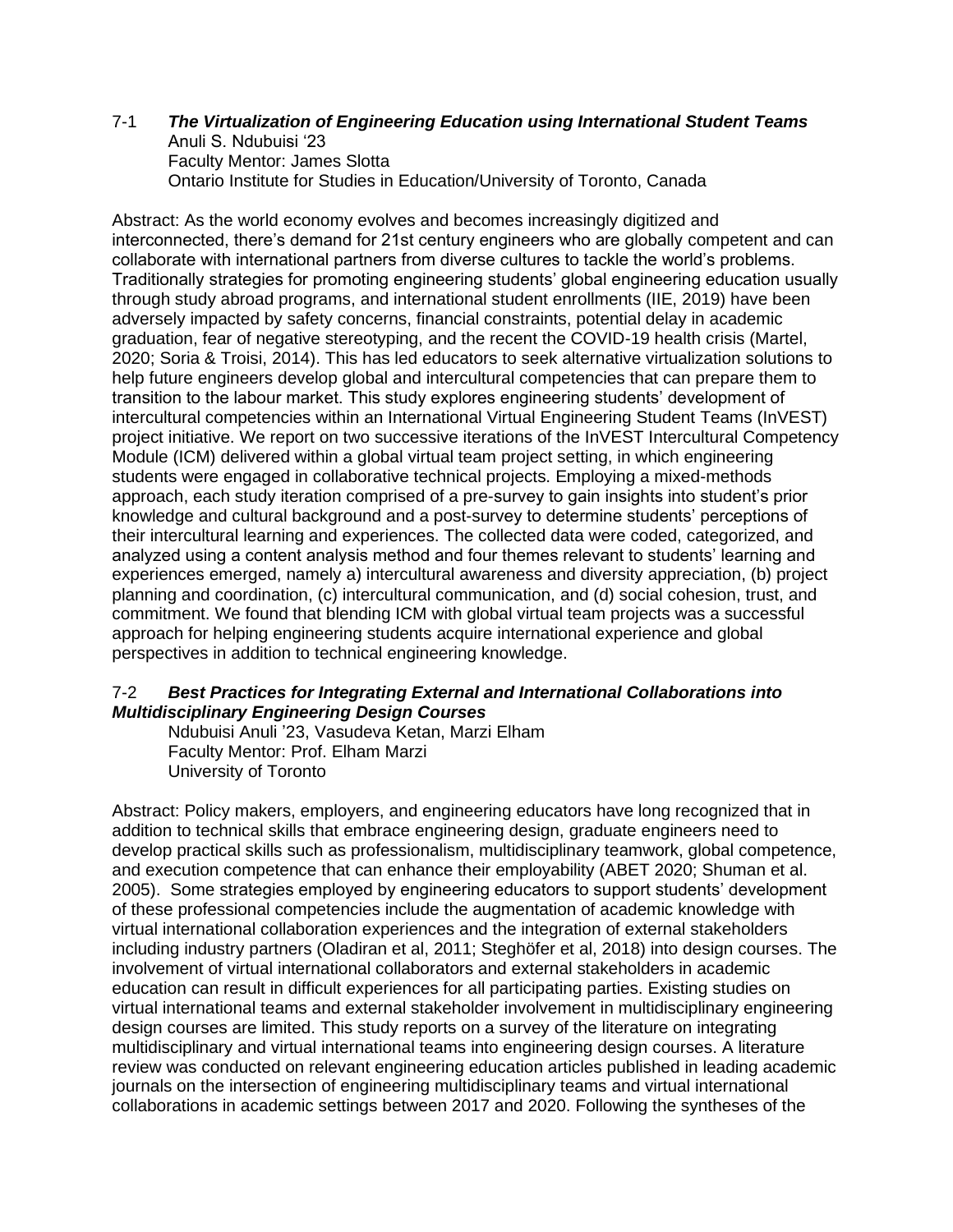### 7-1 ***The Virtualization of Engineering Education using International Student Teams***

Anuli S. Ndubuisi '23
Faculty Mentor: James Slotta
Ontario Institute for Studies in Education/University of Toronto, Canada

Abstract: As the world economy evolves and becomes increasingly digitized and interconnected, there's demand for 21st century engineers who are globally competent and can collaborate with international partners from diverse cultures to tackle the world's problems. Traditionally strategies for promoting engineering students' global engineering education usually through study abroad programs, and international student enrollments (IIE, 2019) have been adversely impacted by safety concerns, financial constraints, potential delay in academic graduation, fear of negative stereotyping, and the recent the COVID-19 health crisis (Martel, 2020; Soria & Troisi, 2014). This has led educators to seek alternative virtualization solutions to help future engineers develop global and intercultural competencies that can prepare them to transition to the labour market. This study explores engineering students' development of intercultural competencies within an International Virtual Engineering Student Teams (InVEST) project initiative. We report on two successive iterations of the InVEST Intercultural Competency Module (ICM) delivered within a global virtual team project setting, in which engineering students were engaged in collaborative technical projects. Employing a mixed-methods approach, each study iteration comprised of a pre-survey to gain insights into student's prior knowledge and cultural background and a post-survey to determine students' perceptions of their intercultural learning and experiences. The collected data were coded, categorized, and analyzed using a content analysis method and four themes relevant to students' learning and experiences emerged, namely a) intercultural awareness and diversity appreciation, (b) project planning and coordination, (c) intercultural communication, and (d) social cohesion, trust, and commitment. We found that blending ICM with global virtual team projects was a successful approach for helping engineering students acquire international experience and global perspectives in addition to technical engineering knowledge.

### 7-2 ***Best Practices for Integrating External and International Collaborations into Multidisciplinary Engineering Design Courses***

Ndubuisi Anuli '23, Vasudeva Ketan, Marzi Elham
Faculty Mentor: Prof. Elham Marzi
University of Toronto

Abstract: Policy makers, employers, and engineering educators have long recognized that in addition to technical skills that embrace engineering design, graduate engineers need to develop practical skills such as professionalism, multidisciplinary teamwork, global competence, and execution competence that can enhance their employability (ABET 2020; Shuman et al. 2005). Some strategies employed by engineering educators to support students' development of these professional competencies include the augmentation of academic knowledge with virtual international collaboration experiences and the integration of external stakeholders including industry partners (Oladiran et al, 2011; Steghöfer et al, 2018) into design courses. The involvement of virtual international collaborators and external stakeholders in academic education can result in difficult experiences for all participating parties. Existing studies on virtual international teams and external stakeholder involvement in multidisciplinary engineering design courses are limited. This study reports on a survey of the literature on integrating multidisciplinary and virtual international teams into engineering design courses. A literature review was conducted on relevant engineering education articles published in leading academic journals on the intersection of engineering multidisciplinary teams and virtual international collaborations in academic settings between 2017 and 2020. Following the syntheses of the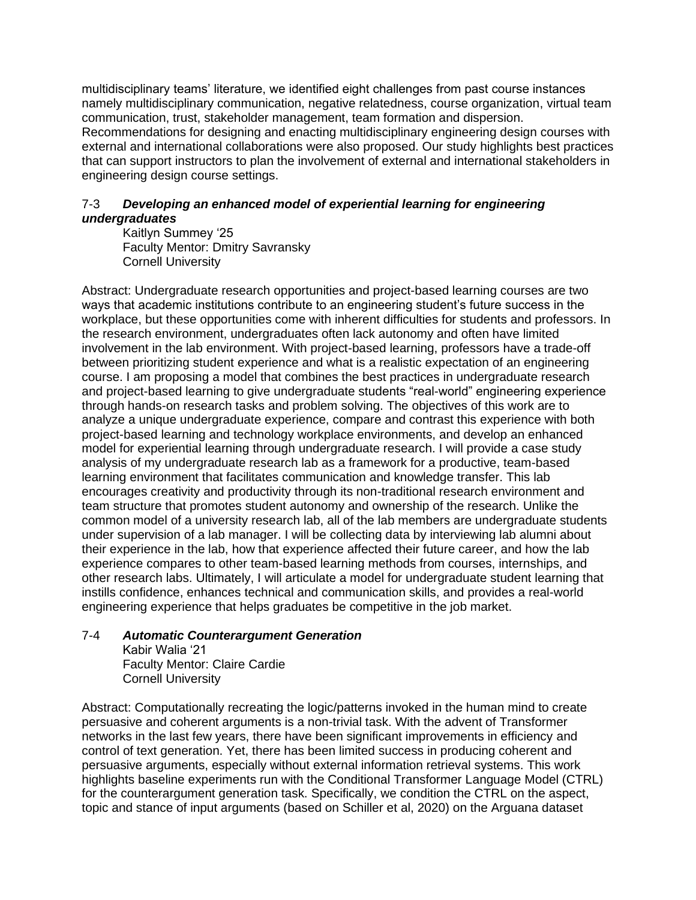multidisciplinary teams' literature, we identified eight challenges from past course instances namely multidisciplinary communication, negative relatedness, course organization, virtual team communication, trust, stakeholder management, team formation and dispersion. Recommendations for designing and enacting multidisciplinary engineering design courses with external and international collaborations were also proposed. Our study highlights best practices that can support instructors to plan the involvement of external and international stakeholders in engineering design course settings.

### 7-3 ***Developing an enhanced model of experiential learning for engineering undergraduates***

Kaitlyn Summey '25
Faculty Mentor: Dmitry Savransky
Cornell University

Abstract: Undergraduate research opportunities and project-based learning courses are two ways that academic institutions contribute to an engineering student's future success in the workplace, but these opportunities come with inherent difficulties for students and professors. In the research environment, undergraduates often lack autonomy and often have limited involvement in the lab environment. With project-based learning, professors have a trade-off between prioritizing student experience and what is a realistic expectation of an engineering course. I am proposing a model that combines the best practices in undergraduate research and project-based learning to give undergraduate students "real-world" engineering experience through hands-on research tasks and problem solving. The objectives of this work are to analyze a unique undergraduate experience, compare and contrast this experience with both project-based learning and technology workplace environments, and develop an enhanced model for experiential learning through undergraduate research. I will provide a case study analysis of my undergraduate research lab as a framework for a productive, team-based learning environment that facilitates communication and knowledge transfer. This lab encourages creativity and productivity through its non-traditional research environment and team structure that promotes student autonomy and ownership of the research. Unlike the common model of a university research lab, all of the lab members are undergraduate students under supervision of a lab manager. I will be collecting data by interviewing lab alumni about their experience in the lab, how that experience affected their future career, and how the lab experience compares to other team-based learning methods from courses, internships, and other research labs. Ultimately, I will articulate a model for undergraduate student learning that instills confidence, enhances technical and communication skills, and provides a real-world engineering experience that helps graduates be competitive in the job market.

### 7-4 ***Automatic Counterargument Generation***

Kabir Walia '21
Faculty Mentor: Claire Cardie
Cornell University

Abstract: Computationally recreating the logic/patterns invoked in the human mind to create persuasive and coherent arguments is a non-trivial task. With the advent of Transformer networks in the last few years, there have been significant improvements in efficiency and control of text generation. Yet, there has been limited success in producing coherent and persuasive arguments, especially without external information retrieval systems. This work highlights baseline experiments run with the Conditional Transformer Language Model (CTRL) for the counterargument generation task. Specifically, we condition the CTRL on the aspect, topic and stance of input arguments (based on Schiller et al, 2020) on the Arguana dataset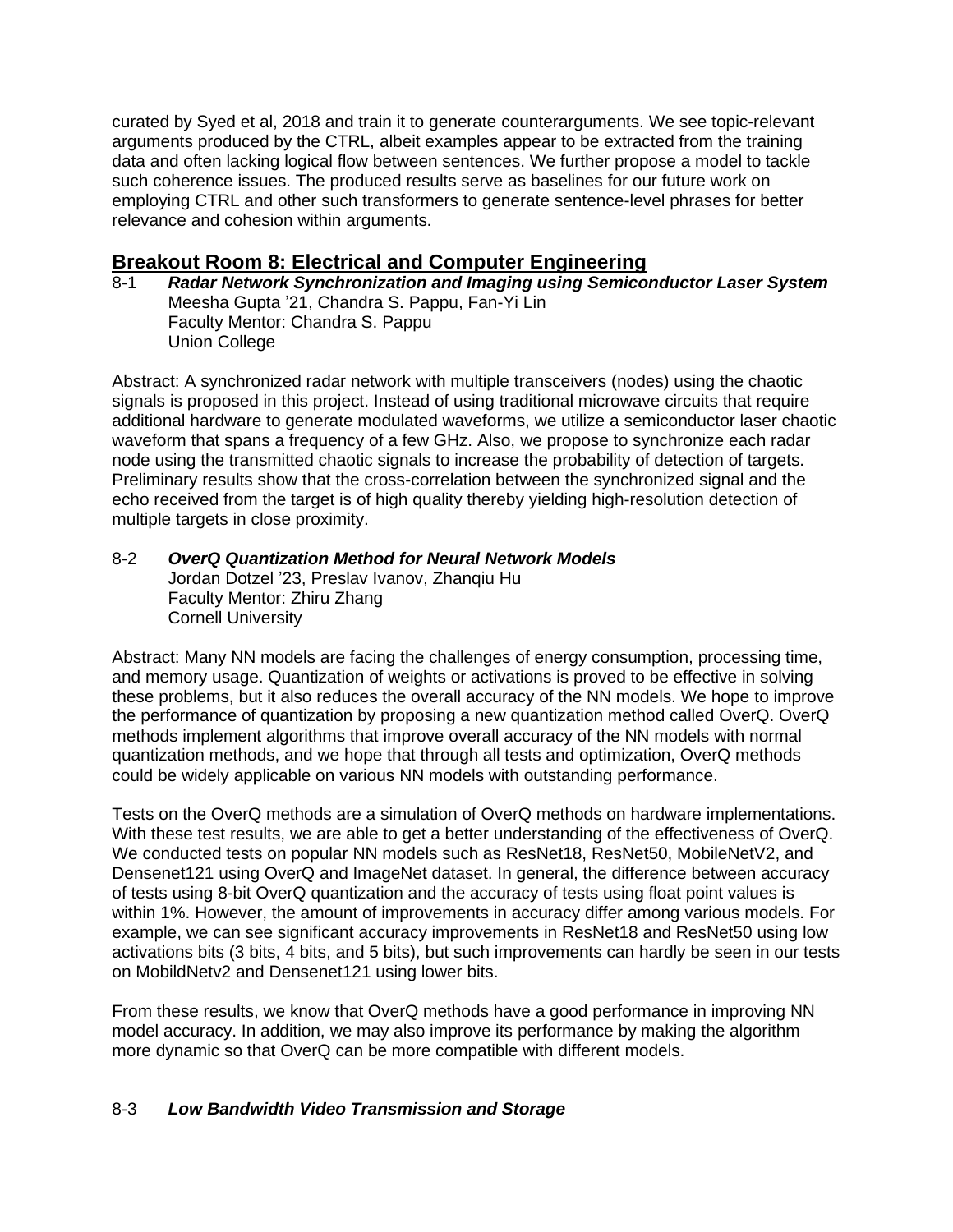curated by Syed et al, 2018 and train it to generate counterarguments. We see topic-relevant arguments produced by the CTRL, albeit examples appear to be extracted from the training data and often lacking logical flow between sentences. We further propose a model to tackle such coherence issues. The produced results serve as baselines for our future work on employing CTRL and other such transformers to generate sentence-level phrases for better relevance and cohesion within arguments.

## Breakout Room 8: Electrical and Computer Engineering

8-1 ***Radar Network Synchronization and Imaging using Semiconductor Laser System***
Meesha Gupta ’21, Chandra S. Pappu, Fan-Yi Lin
Faculty Mentor: Chandra S. Pappu
Union College

Abstract: A synchronized radar network with multiple transceivers (nodes) using the chaotic signals is proposed in this project. Instead of using traditional microwave circuits that require additional hardware to generate modulated waveforms, we utilize a semiconductor laser chaotic waveform that spans a frequency of a few GHz. Also, we propose to synchronize each radar node using the transmitted chaotic signals to increase the probability of detection of targets. Preliminary results show that the cross-correlation between the synchronized signal and the echo received from the target is of high quality thereby yielding high-resolution detection of multiple targets in close proximity.

8-2 ***OverQ Quantization Method for Neural Network Models***
Jordan Dotzel ’23, Preslav Ivanov, Zhanqiu Hu
Faculty Mentor: Zhiru Zhang
Cornell University

Abstract: Many NN models are facing the challenges of energy consumption, processing time, and memory usage. Quantization of weights or activations is proved to be effective in solving these problems, but it also reduces the overall accuracy of the NN models. We hope to improve the performance of quantization by proposing a new quantization method called OverQ. OverQ methods implement algorithms that improve overall accuracy of the NN models with normal quantization methods, and we hope that through all tests and optimization, OverQ methods could be widely applicable on various NN models with outstanding performance.

Tests on the OverQ methods are a simulation of OverQ methods on hardware implementations. With these test results, we are able to get a better understanding of the effectiveness of OverQ. We conducted tests on popular NN models such as ResNet18, ResNet50, MobileNetV2, and Densenet121 using OverQ and ImageNet dataset. In general, the difference between accuracy of tests using 8-bit OverQ quantization and the accuracy of tests using float point values is within 1%. However, the amount of improvements in accuracy differ among various models. For example, we can see significant accuracy improvements in ResNet18 and ResNet50 using low activations bits (3 bits, 4 bits, and 5 bits), but such improvements can hardly be seen in our tests on MobildNetv2 and Densenet121 using lower bits.

From these results, we know that OverQ methods have a good performance in improving NN model accuracy. In addition, we may also improve its performance by making the algorithm more dynamic so that OverQ can be more compatible with different models.

8-3 ***Low Bandwidth Video Transmission and Storage***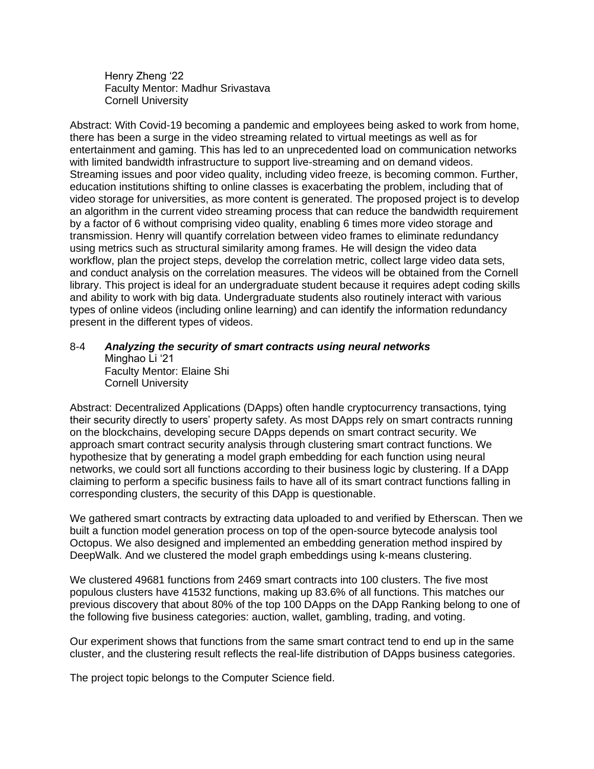Henry Zheng ‘22
Faculty Mentor: Madhur Srivastava
Cornell University

Abstract: With Covid-19 becoming a pandemic and employees being asked to work from home, there has been a surge in the video streaming related to virtual meetings as well as for entertainment and gaming. This has led to an unprecedented load on communication networks with limited bandwidth infrastructure to support live-streaming and on demand videos. Streaming issues and poor video quality, including video freeze, is becoming common. Further, education institutions shifting to online classes is exacerbating the problem, including that of video storage for universities, as more content is generated. The proposed project is to develop an algorithm in the current video streaming process that can reduce the bandwidth requirement by a factor of 6 without comprising video quality, enabling 6 times more video storage and transmission. Henry will quantify correlation between video frames to eliminate redundancy using metrics such as structural similarity among frames. He will design the video data workflow, plan the project steps, develop the correlation metric, collect large video data sets, and conduct analysis on the correlation measures. The videos will be obtained from the Cornell library. This project is ideal for an undergraduate student because it requires adept coding skills and ability to work with big data. Undergraduate students also routinely interact with various types of online videos (including online learning) and can identify the information redundancy present in the different types of videos.

8-4 ***Analyzing the security of smart contracts using neural networks***
Minghao Li ‘21
Faculty Mentor: Elaine Shi
Cornell University

Abstract: Decentralized Applications (DApps) often handle cryptocurrency transactions, tying their security directly to users' property safety. As most DApps rely on smart contracts running on the blockchains, developing secure DApps depends on smart contract security. We approach smart contract security analysis through clustering smart contract functions. We hypothesize that by generating a model graph embedding for each function using neural networks, we could sort all functions according to their business logic by clustering. If a DApp claiming to perform a specific business fails to have all of its smart contract functions falling in corresponding clusters, the security of this DApp is questionable.

We gathered smart contracts by extracting data uploaded to and verified by Etherscan. Then we built a function model generation process on top of the open-source bytecode analysis tool Octopus. We also designed and implemented an embedding generation method inspired by DeepWalk. And we clustered the model graph embeddings using k-means clustering.

We clustered 49681 functions from 2469 smart contracts into 100 clusters. The five most populous clusters have 41532 functions, making up 83.6% of all functions. This matches our previous discovery that about 80% of the top 100 DApps on the DApp Ranking belong to one of the following five business categories: auction, wallet, gambling, trading, and voting.

Our experiment shows that functions from the same smart contract tend to end up in the same cluster, and the clustering result reflects the real-life distribution of DApps business categories.

The project topic belongs to the Computer Science field.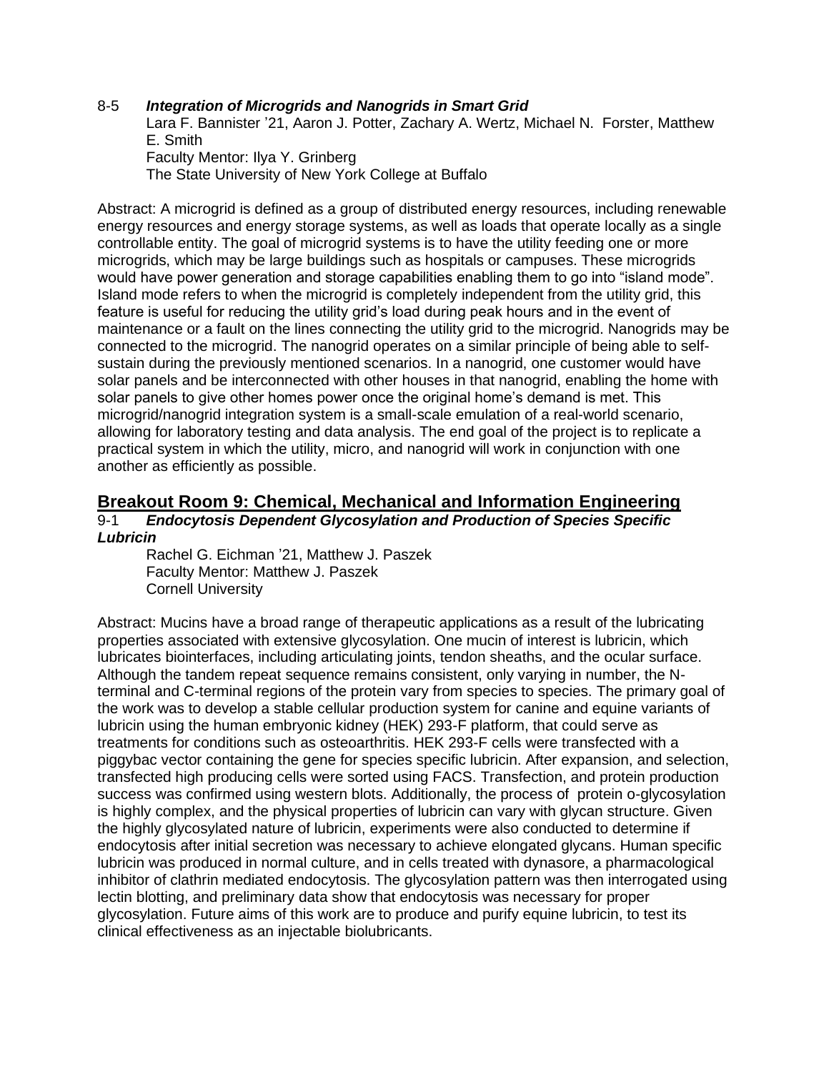8-5 ***Integration of Microgrids and Nanogrids in Smart Grid***

Lara F. Bannister '21, Aaron J. Potter, Zachary A. Wertz, Michael N. Forster, Matthew E. Smith
Faculty Mentor: Ilya Y. Grinberg
The State University of New York College at Buffalo

Abstract: A microgrid is defined as a group of distributed energy resources, including renewable energy resources and energy storage systems, as well as loads that operate locally as a single controllable entity. The goal of microgrid systems is to have the utility feeding one or more microgrids, which may be large buildings such as hospitals or campuses. These microgrids would have power generation and storage capabilities enabling them to go into "island mode". Island mode refers to when the microgrid is completely independent from the utility grid, this feature is useful for reducing the utility grid's load during peak hours and in the event of maintenance or a fault on the lines connecting the utility grid to the microgrid. Nanogrids may be connected to the microgrid. The nanogrid operates on a similar principle of being able to self-sustain during the previously mentioned scenarios. In a nanogrid, one customer would have solar panels and be interconnected with other houses in that nanogrid, enabling the home with solar panels to give other homes power once the original home's demand is met. This microgrid/nanogrid integration system is a small-scale emulation of a real-world scenario, allowing for laboratory testing and data analysis. The end goal of the project is to replicate a practical system in which the utility, micro, and nanogrid will work in conjunction with one another as efficiently as possible.

## Breakout Room 9: Chemical, Mechanical and Information Engineering

9-1 ***Endocytosis Dependent Glycosylation and Production of Species Specific Lubricin***

Rachel G. Eichman '21, Matthew J. Paszek
Faculty Mentor: Matthew J. Paszek
Cornell University

Abstract: Mucins have a broad range of therapeutic applications as a result of the lubricating properties associated with extensive glycosylation. One mucin of interest is lubricin, which lubricates biointerfaces, including articulating joints, tendon sheaths, and the ocular surface. Although the tandem repeat sequence remains consistent, only varying in number, the N-terminal and C-terminal regions of the protein vary from species to species. The primary goal of the work was to develop a stable cellular production system for canine and equine variants of lubricin using the human embryonic kidney (HEK) 293-F platform, that could serve as treatments for conditions such as osteoarthritis. HEK 293-F cells were transfected with a piggybac vector containing the gene for species specific lubricin. After expansion, and selection, transfected high producing cells were sorted using FACS. Transfection, and protein production success was confirmed using western blots. Additionally, the process of protein o-glycosylation is highly complex, and the physical properties of lubricin can vary with glycan structure. Given the highly glycosylated nature of lubricin, experiments were also conducted to determine if endocytosis after initial secretion was necessary to achieve elongated glycans. Human specific lubricin was produced in normal culture, and in cells treated with dynasore, a pharmacological inhibitor of clathrin mediated endocytosis. The glycosylation pattern was then interrogated using lectin blotting, and preliminary data show that endocytosis was necessary for proper glycosylation. Future aims of this work are to produce and purify equine lubricin, to test its clinical effectiveness as an injectable biolubricants.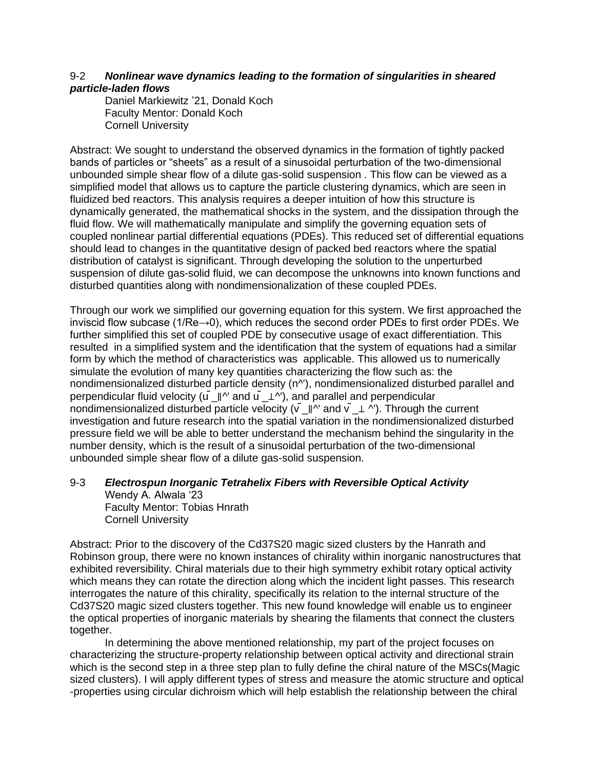9-2 ***Nonlinear wave dynamics leading to the formation of singularities in sheared particle-laden flows***

Daniel Markiewitz '21, Donald Koch
Faculty Mentor: Donald Koch
Cornell University

Abstract: We sought to understand the observed dynamics in the formation of tightly packed bands of particles or "sheets" as a result of a sinusoidal perturbation of the two-dimensional unbounded simple shear flow of a dilute gas-solid suspension . This flow can be viewed as a simplified model that allows us to capture the particle clustering dynamics, which are seen in fluidized bed reactors. This analysis requires a deeper intuition of how this structure is dynamically generated, the mathematical shocks in the system, and the dissipation through the fluid flow. We will mathematically manipulate and simplify the governing equation sets of coupled nonlinear partial differential equations (PDEs). This reduced set of differential equations should lead to changes in the quantitative design of packed bed reactors where the spatial distribution of catalyst is significant. Through developing the solution to the unperturbed suspension of dilute gas-solid fluid, we can decompose the unknowns into known functions and disturbed quantities along with nondimensionalization of these coupled PDEs.

Through our work we simplified our governing equation for this system. We first approached the inviscid flow subcase ($1/Re \rightarrow 0$), which reduces the second order PDEs to first order PDEs. We further simplified this set of coupled PDE by consecutive usage of exact differentiation. This resulted in a simplified system and the identification that the system of equations had a similar form by which the method of characteristics was applicable. This allowed us to numerically simulate the evolution of many key quantities characterizing the flow such as: the nondimensionalized disturbed particle density ($n\hat{}'$), nondimensionalized disturbed parallel and perpendicular fluid velocity ($\tilde{u}_{\parallel}\hat{}'$ and $\tilde{u}_{\perp}\hat{}'$), and parallel and perpendicular nondimensionalized disturbed particle velocity ($\tilde{v}_{\parallel}\hat{}'$ and $\tilde{v}_{\perp}\hat{}'$). Through the current investigation and future research into the spatial variation in the nondimensionalized disturbed pressure field we will be able to better understand the mechanism behind the singularity in the number density, which is the result of a sinusoidal perturbation of the two-dimensional unbounded simple shear flow of a dilute gas-solid suspension.

9-3 ***Electrospun Inorganic Tetrahelix Fibers with Reversible Optical Activity***

Wendy A. Alwala '23
Faculty Mentor: Tobias Hnrath
Cornell University

Abstract: Prior to the discovery of the $Cd_{37}S_{20}$ magic sized clusters by the Hanrath and Robinson group, there were no known instances of chirality within inorganic nanostructures that exhibited reversibility. Chiral materials due to their high symmetry exhibit rotary optical activity which means they can rotate the direction along which the incident light passes. This research interrogates the nature of this chirality, specifically its relation to the internal structure of the $Cd_{37}S_{20}$ magic sized clusters together. This new found knowledge will enable us to engineer the optical properties of inorganic materials by shearing the filaments that connect the clusters together.

In determining the above mentioned relationship, my part of the project focuses on characterizing the structure-property relationship between optical activity and directional strain which is the second step in a three step plan to fully define the chiral nature of the MSCs(Magic sized clusters). I will apply different types of stress and measure the atomic structure and optical -properties using circular dichroism which will help establish the relationship between the chiral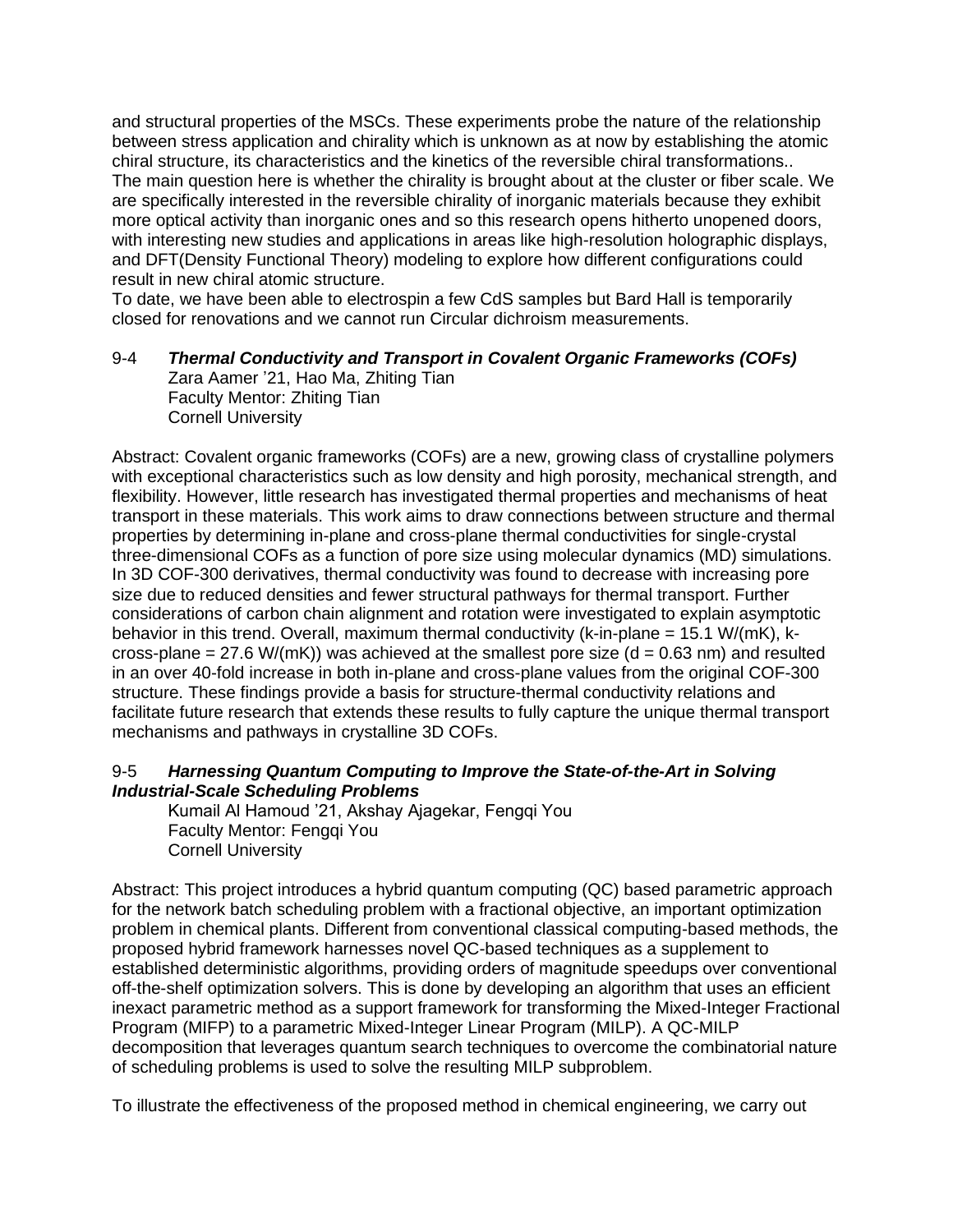and structural properties of the MSCs. These experiments probe the nature of the relationship between stress application and chirality which is unknown as at now by establishing the atomic chiral structure, its characteristics and the kinetics of the reversible chiral transformations.. The main question here is whether the chirality is brought about at the cluster or fiber scale. We are specifically interested in the reversible chirality of inorganic materials because they exhibit more optical activity than inorganic ones and so this research opens hitherto unopened doors, with interesting new studies and applications in areas like high-resolution holographic displays, and DFT(Density Functional Theory) modeling to explore how different configurations could result in new chiral atomic structure.
To date, we have been able to electrospin a few CdS samples but Bard Hall is temporarily closed for renovations and we cannot run Circular dichroism measurements.

9-4 ***Thermal Conductivity and Transport in Covalent Organic Frameworks (COFs)***
Zara Aamer ’21, Hao Ma, Zhiting Tian
Faculty Mentor: Zhiting Tian
Cornell University

Abstract: Covalent organic frameworks (COFs) are a new, growing class of crystalline polymers with exceptional characteristics such as low density and high porosity, mechanical strength, and flexibility. However, little research has investigated thermal properties and mechanisms of heat transport in these materials. This work aims to draw connections between structure and thermal properties by determining in-plane and cross-plane thermal conductivities for single-crystal three-dimensional COFs as a function of pore size using molecular dynamics (MD) simulations. In 3D COF-300 derivatives, thermal conductivity was found to decrease with increasing pore size due to reduced densities and fewer structural pathways for thermal transport. Further considerations of carbon chain alignment and rotation were investigated to explain asymptotic behavior in this trend. Overall, maximum thermal conductivity (k-in-plane = 15.1 W/(mK), k-cross-plane = 27.6 W/(mK)) was achieved at the smallest pore size (d = 0.63 nm) and resulted in an over 40-fold increase in both in-plane and cross-plane values from the original COF-300 structure. These findings provide a basis for structure-thermal conductivity relations and facilitate future research that extends these results to fully capture the unique thermal transport mechanisms and pathways in crystalline 3D COFs.

9-5 ***Harnessing Quantum Computing to Improve the State-of-the-Art in Solving Industrial-Scale Scheduling Problems***
Kumail Al Hamoud ’21, Akshay Ajagekar, Fengqi You
Faculty Mentor: Fengqi You
Cornell University

Abstract: This project introduces a hybrid quantum computing (QC) based parametric approach for the network batch scheduling problem with a fractional objective, an important optimization problem in chemical plants. Different from conventional classical computing-based methods, the proposed hybrid framework harnesses novel QC-based techniques as a supplement to established deterministic algorithms, providing orders of magnitude speedups over conventional off-the-shelf optimization solvers. This is done by developing an algorithm that uses an efficient inexact parametric method as a support framework for transforming the Mixed-Integer Fractional Program (MIFP) to a parametric Mixed-Integer Linear Program (MILP). A QC-MILP decomposition that leverages quantum search techniques to overcome the combinatorial nature of scheduling problems is used to solve the resulting MILP subproblem.

To illustrate the effectiveness of the proposed method in chemical engineering, we carry out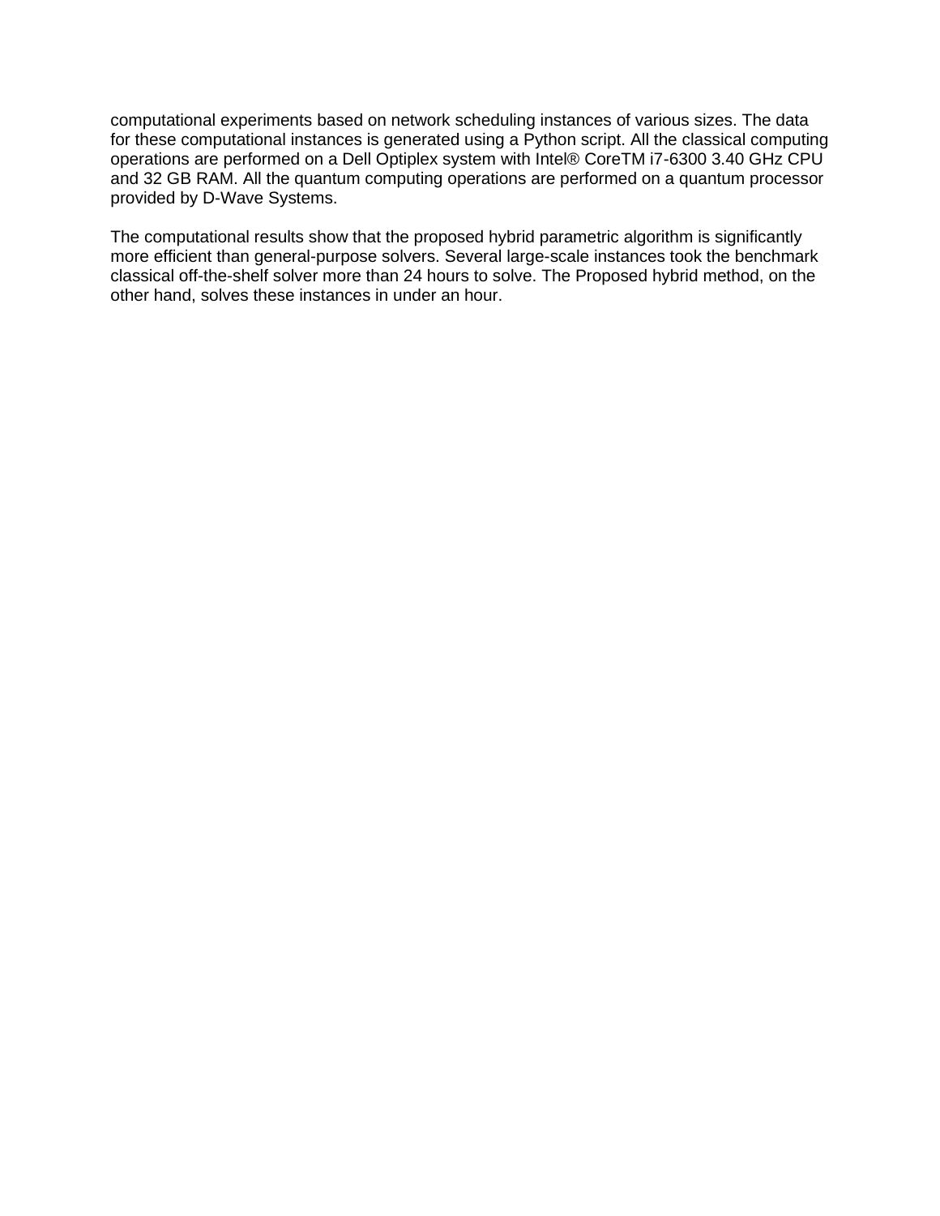computational experiments based on network scheduling instances of various sizes. The data for these computational instances is generated using a Python script. All the classical computing operations are performed on a Dell Optiplex system with Intel® CoreTM i7-6300 3.40 GHz CPU and 32 GB RAM. All the quantum computing operations are performed on a quantum processor provided by D-Wave Systems.

The computational results show that the proposed hybrid parametric algorithm is significantly more efficient than general-purpose solvers. Several large-scale instances took the benchmark classical off-the-shelf solver more than 24 hours to solve. The Proposed hybrid method, on the other hand, solves these instances in under an hour.